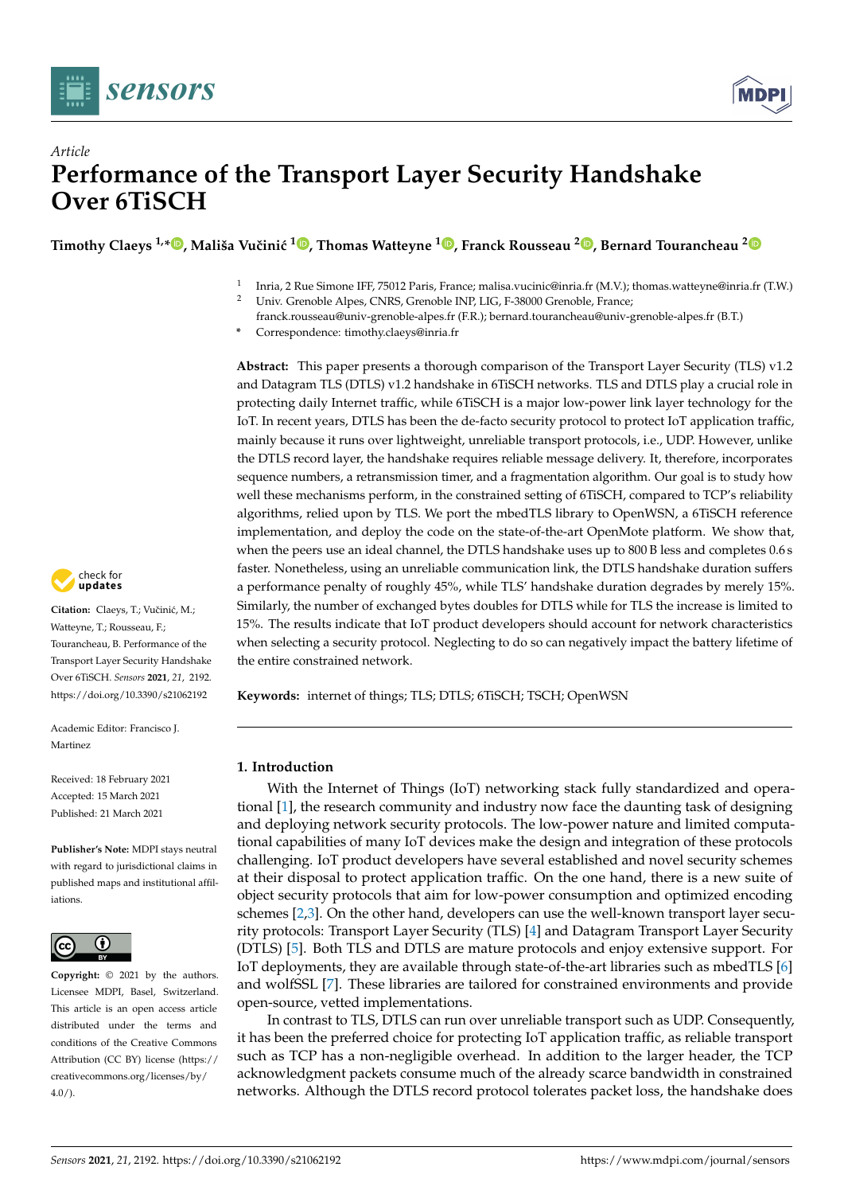*Article*

# Performance of the Transport Layer Security Handshake Over 6TiSCH

**Timothy Claeys [1,*], Mališa Vučinić [1], Thomas Watteyne [1], Franck Rousseau [2], Bernard Tourancheau [2]**

[1] Inria, 2 Rue Simone IFF, 75012 Paris, France; malisa.vucinic@inria.fr (M.V.); thomas.watteyne@inria.fr (T.W.)

[2] Univ. Grenoble Alpes, CNRS, Grenoble INP, LIG, F-38000 Grenoble, France; franck.rousseau@univ-grenoble-alpes.fr (F.R.); bernard.tourancheau@univ-grenoble-alpes.fr (B.T.)

[*] Correspondence: timothy.claeys@inria.fr

**Abstract:** This paper presents a thorough comparison of the Transport Layer Security (TLS) v1.2 and Datagram TLS (DTLS) v1.2 handshake in 6TiSCH networks. TLS and DTLS play a crucial role in protecting daily Internet traffic, while 6TiSCH is a major low-power link layer technology for the IoT. In recent years, DTLS has been the de-facto security protocol to protect IoT application traffic, mainly because it runs over lightweight, unreliable transport protocols, i.e., UDP. However, unlike the DTLS record layer, the handshake requires reliable message delivery. It, therefore, incorporates sequence numbers, a retransmission timer, and a fragmentation algorithm. Our goal is to study how well these mechanisms perform, in the constrained setting of 6TiSCH, compared to TCP's reliability algorithms, relied upon by TLS. We port the mbedTLS library to OpenWSN, a 6TiSCH reference implementation, and deploy the code on the state-of-the-art OpenMote platform. We show that, when the peers use an ideal channel, the DTLS handshake uses up to 800 B less and completes 0.6 s faster. Nonetheless, using an unreliable communication link, the DTLS handshake duration suffers a performance penalty of roughly 45%, while TLS' handshake duration degrades by merely 15%. Similarly, the number of exchanged bytes doubles for DTLS while for TLS the increase is limited to 15%. The results indicate that IoT product developers should account for network characteristics when selecting a security protocol. Neglecting to do so can negatively impact the battery lifetime of the entire constrained network.

**Keywords:** internet of things; TLS; DTLS; 6TiSCH; TSCH; OpenWSN

**Citation:** Claeys, T.; Vučinić, M.; Watteyne, T.; Rousseau, F.; Tourancheau, B. Performance of the Transport Layer Security Handshake Over 6TiSCH. *Sensors* **2021**, *21*, 2192. https://doi.org/10.3390/s21062192

Academic Editor: Francisco J. Martinez

Received: 18 February 2021
Accepted: 15 March 2021
Published: 21 March 2021

**Publisher's Note:** MDPI stays neutral with regard to jurisdictional claims in published maps and institutional affiliations.

**Copyright:** © 2021 by the authors. Licensee MDPI, Basel, Switzerland. This article is an open access article distributed under the terms and conditions of the Creative Commons Attribution (CC BY) license (https://creativecommons.org/licenses/by/4.0/).

## 1. Introduction

With the Internet of Things (IoT) networking stack fully standardized and operational [1], the research community and industry now face the daunting task of designing and deploying network security protocols. The low-power nature and limited computational capabilities of many IoT devices make the design and integration of these protocols challenging. IoT product developers have several established and novel security schemes at their disposal to protect application traffic. On the one hand, there is a new suite of object security protocols that aim for low-power consumption and optimized encoding schemes [2,3]. On the other hand, developers can use the well-known transport layer security protocols: Transport Layer Security (TLS) [4] and Datagram Transport Layer Security (DTLS) [5]. Both TLS and DTLS are mature protocols and enjoy extensive support. For IoT deployments, they are available through state-of-the-art libraries such as mbedTLS [6] and wolfSSL [7]. These libraries are tailored for constrained environments and provide open-source, vetted implementations.

In contrast to TLS, DTLS can run over unreliable transport such as UDP. Consequently, it has been the preferred choice for protecting IoT application traffic, as reliable transport such as TCP has a non-negligible overhead. In addition to the larger header, the TCP acknowledgment packets consume much of the already scarce bandwidth in constrained networks. Although the DTLS record protocol tolerates packet loss, the handshake does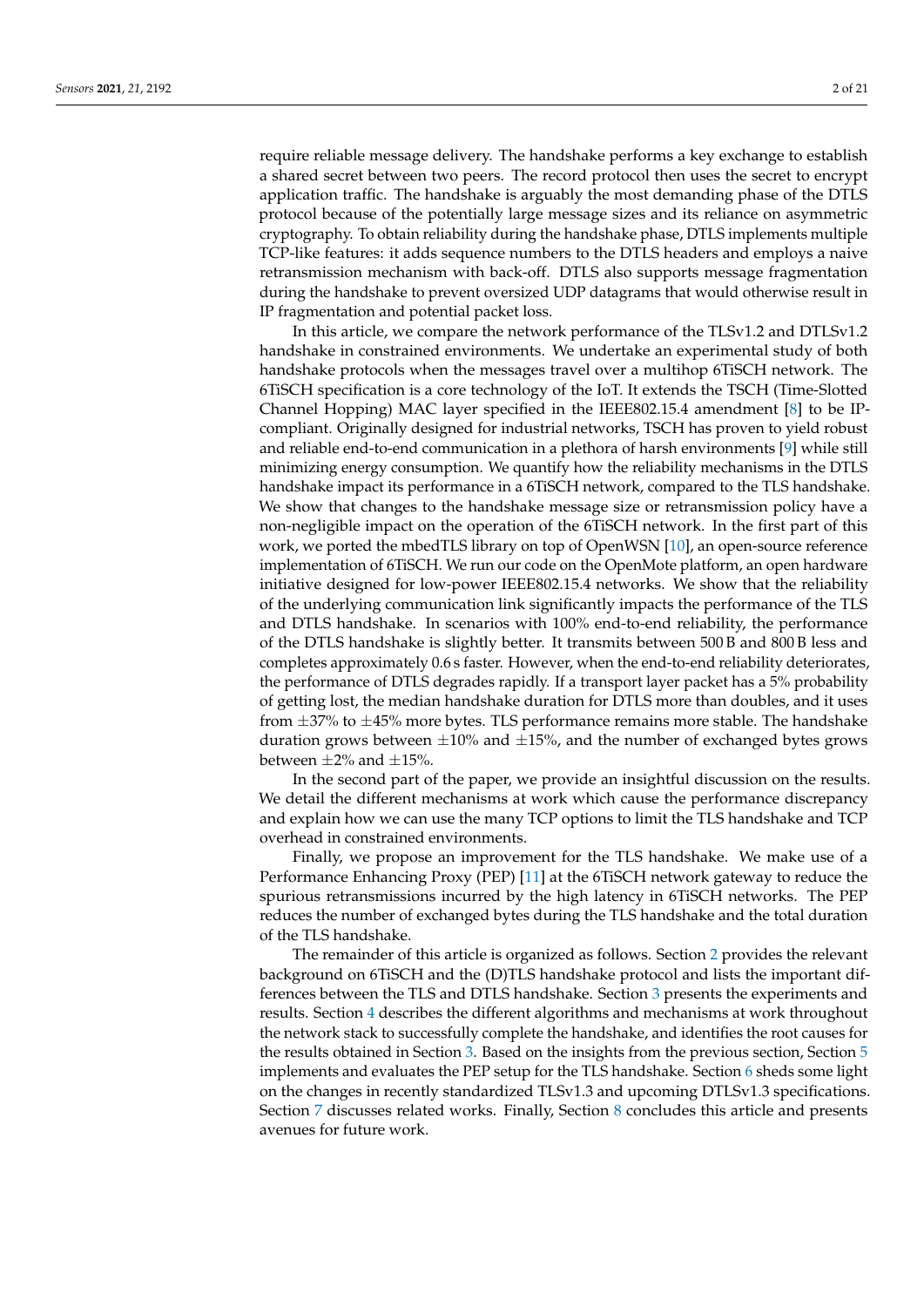require reliable message delivery. The handshake performs a key exchange to establish a shared secret between two peers. The record protocol then uses the secret to encrypt application traffic. The handshake is arguably the most demanding phase of the DTLS protocol because of the potentially large message sizes and its reliance on asymmetric cryptography. To obtain reliability during the handshake phase, DTLS implements multiple TCP-like features: it adds sequence numbers to the DTLS headers and employs a naive retransmission mechanism with back-off. DTLS also supports message fragmentation during the handshake to prevent oversized UDP datagrams that would otherwise result in IP fragmentation and potential packet loss.

In this article, we compare the network performance of the TLSv1.2 and DTLSv1.2 handshake in constrained environments. We undertake an experimental study of both handshake protocols when the messages travel over a multihop 6TiSCH network. The 6TiSCH specification is a core technology of the IoT. It extends the TSCH (Time-Slotted Channel Hopping) MAC layer specified in the IEEE802.15.4 amendment [8] to be IP-compliant. Originally designed for industrial networks, TSCH has proven to yield robust and reliable end-to-end communication in a plethora of harsh environments [9] while still minimizing energy consumption. We quantify how the reliability mechanisms in the DTLS handshake impact its performance in a 6TiSCH network, compared to the TLS handshake. We show that changes to the handshake message size or retransmission policy have a non-negligible impact on the operation of the 6TiSCH network. In the first part of this work, we ported the mbedTLS library on top of OpenWSN [10], an open-source reference implementation of 6TiSCH. We run our code on the OpenMote platform, an open hardware initiative designed for low-power IEEE802.15.4 networks. We show that the reliability of the underlying communication link significantly impacts the performance of the TLS and DTLS handshake. In scenarios with 100% end-to-end reliability, the performance of the DTLS handshake is slightly better. It transmits between 500 B and 800 B less and completes approximately 0.6 s faster. However, when the end-to-end reliability deteriorates, the performance of DTLS degrades rapidly. If a transport layer packet has a 5% probability of getting lost, the median handshake duration for DTLS more than doubles, and it uses from $\pm$37% to $\pm$45% more bytes. TLS performance remains more stable. The handshake duration grows between $\pm$10% and $\pm$15%, and the number of exchanged bytes grows between $\pm$2% and $\pm$15%.

In the second part of the paper, we provide an insightful discussion on the results. We detail the different mechanisms at work which cause the performance discrepancy and explain how we can use the many TCP options to limit the TLS handshake and TCP overhead in constrained environments.

Finally, we propose an improvement for the TLS handshake. We make use of a Performance Enhancing Proxy (PEP) [11] at the 6TiSCH network gateway to reduce the spurious retransmissions incurred by the high latency in 6TiSCH networks. The PEP reduces the number of exchanged bytes during the TLS handshake and the total duration of the TLS handshake.

The remainder of this article is organized as follows. Section 2 provides the relevant background on 6TiSCH and the (D)TLS handshake protocol and lists the important differences between the TLS and DTLS handshake. Section 3 presents the experiments and results. Section 4 describes the different algorithms and mechanisms at work throughout the network stack to successfully complete the handshake, and identifies the root causes for the results obtained in Section 3. Based on the insights from the previous section, Section 5 implements and evaluates the PEP setup for the TLS handshake. Section 6 sheds some light on the changes in recently standardized TLSv1.3 and upcoming DTLSv1.3 specifications. Section 7 discusses related works. Finally, Section 8 concludes this article and presents avenues for future work.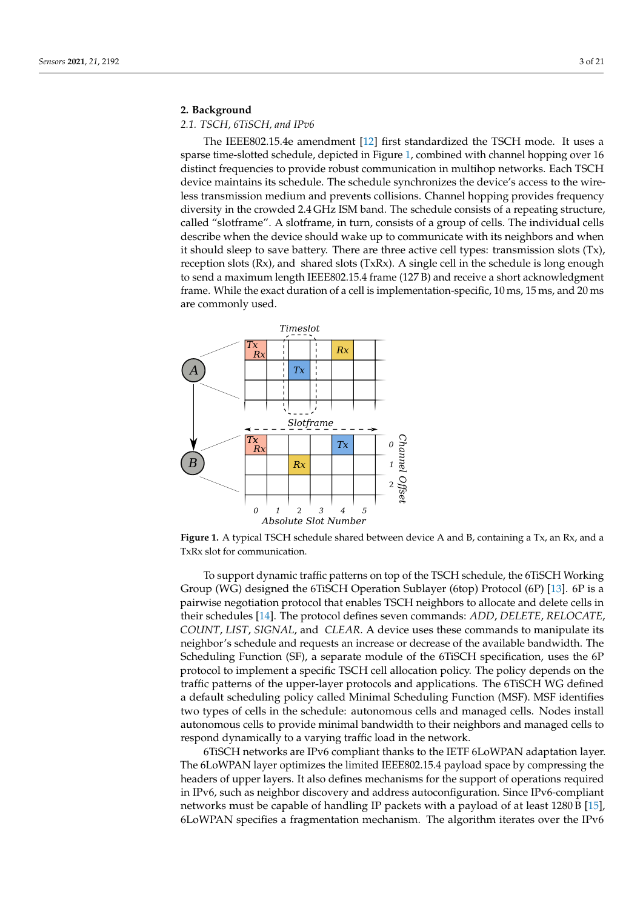## 2. Background

### 2.1. TSCH, 6TiSCH, and IPv6

The IEEE802.15.4e amendment [12] first standardized the TSCH mode. It uses a sparse time-slotted schedule, depicted in Figure 1, combined with channel hopping over 16 distinct frequencies to provide robust communication in multihop networks. Each TSCH device maintains its schedule. The schedule synchronizes the device's access to the wireless transmission medium and prevents collisions. Channel hopping provides frequency diversity in the crowded 2.4 GHz ISM band. The schedule consists of a repeating structure, called "slotframe". A slotframe, in turn, consists of a group of cells. The individual cells describe when the device should wake up to communicate with its neighbors and when it should sleep to save battery. There are three active cell types: transmission slots (Tx), reception slots (Rx), and shared slots (TxRx). A single cell in the schedule is long enough to send a maximum length IEEE802.15.4 frame (127 B) and receive a short acknowledgment frame. While the exact duration of a cell is implementation-specific, 10 ms, 15 ms, and 20 ms are commonly used.

**Figure 1.** A typical TSCH schedule shared between device A and B, containing a Tx, an Rx, and a TxRx slot for communication.

To support dynamic traffic patterns on top of the TSCH schedule, the 6TiSCH Working Group (WG) designed the 6TiSCH Operation Sublayer (6top) Protocol (6P) [13]. 6P is a pairwise negotiation protocol that enables TSCH neighbors to allocate and delete cells in their schedules [14]. The protocol defines seven commands: *ADD*, *DELETE*, *RELOCATE*, *COUNT*, *LIST*, *SIGNAL*, and *CLEAR*. A device uses these commands to manipulate its neighbor's schedule and requests an increase or decrease of the available bandwidth. The Scheduling Function (SF), a separate module of the 6TiSCH specification, uses the 6P protocol to implement a specific TSCH cell allocation policy. The policy depends on the traffic patterns of the upper-layer protocols and applications. The 6TiSCH WG defined a default scheduling policy called Minimal Scheduling Function (MSF). MSF identifies two types of cells in the schedule: autonomous cells and managed cells. Nodes install autonomous cells to provide minimal bandwidth to their neighbors and managed cells to respond dynamically to a varying traffic load in the network.

6TiSCH networks are IPv6 compliant thanks to the IETF 6LoWPAN adaptation layer. The 6LoWPAN layer optimizes the limited IEEE802.15.4 payload space by compressing the headers of upper layers. It also defines mechanisms for the support of operations required in IPv6, such as neighbor discovery and address autoconfiguration. Since IPv6-compliant networks must be capable of handling IP packets with a payload of at least 1280 B [15], 6LoWPAN specifies a fragmentation mechanism. The algorithm iterates over the IPv6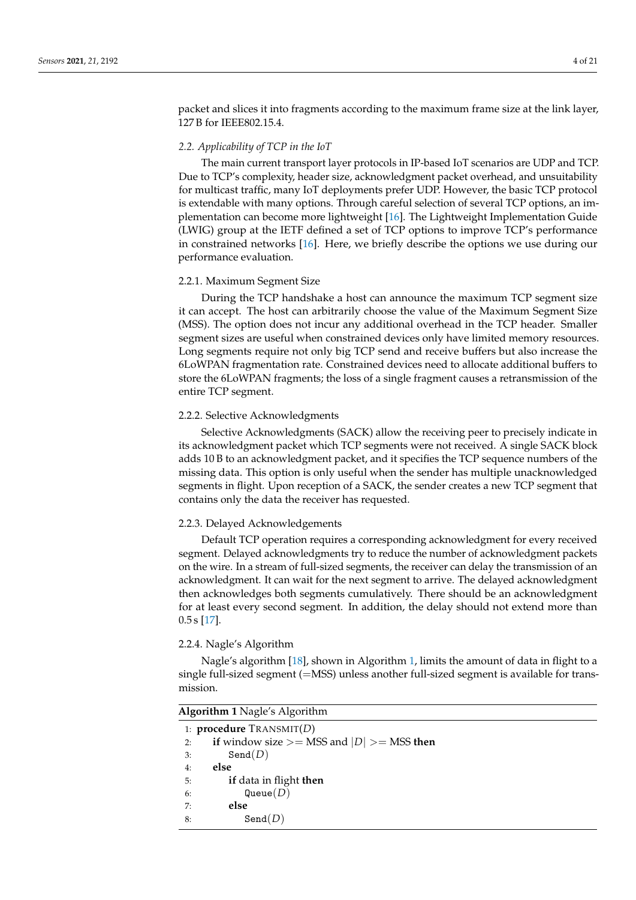packet and slices it into fragments according to the maximum frame size at the link layer, 127 B for IEEE802.15.4.

### 2.2. Applicability of TCP in the IoT

The main current transport layer protocols in IP-based IoT scenarios are UDP and TCP. Due to TCP's complexity, header size, acknowledgment packet overhead, and unsuitability for multicast traffic, many IoT deployments prefer UDP. However, the basic TCP protocol is extendable with many options. Through careful selection of several TCP options, an implementation can become more lightweight [16]. The Lightweight Implementation Guide (LWIG) group at the IETF defined a set of TCP options to improve TCP's performance in constrained networks [16]. Here, we briefly describe the options we use during our performance evaluation.

#### 2.2.1. Maximum Segment Size

During the TCP handshake a host can announce the maximum TCP segment size it can accept. The host can arbitrarily choose the value of the Maximum Segment Size (MSS). The option does not incur any additional overhead in the TCP header. Smaller segment sizes are useful when constrained devices only have limited memory resources. Long segments require not only big TCP send and receive buffers but also increase the 6LoWPAN fragmentation rate. Constrained devices need to allocate additional buffers to store the 6LoWPAN fragments; the loss of a single fragment causes a retransmission of the entire TCP segment.

#### 2.2.2. Selective Acknowledgments

Selective Acknowledgments (SACK) allow the receiving peer to precisely indicate in its acknowledgment packet which TCP segments were not received. A single SACK block adds 10 B to an acknowledgment packet, and it specifies the TCP sequence numbers of the missing data. This option is only useful when the sender has multiple unacknowledged segments in flight. Upon reception of a SACK, the sender creates a new TCP segment that contains only the data the receiver has requested.

#### 2.2.3. Delayed Acknowledgements

Default TCP operation requires a corresponding acknowledgment for every received segment. Delayed acknowledgments try to reduce the number of acknowledgment packets on the wire. In a stream of full-sized segments, the receiver can delay the transmission of an acknowledgment. It can wait for the next segment to arrive. The delayed acknowledgment then acknowledges both segments cumulatively. There should be an acknowledgment for at least every second segment. In addition, the delay should not extend more than 0.5 s [17].

#### 2.2.4. Nagle's Algorithm

Nagle's algorithm [18], shown in Algorithm 1, limits the amount of data in flight to a single full-sized segment (=MSS) unless another full-sized segment is available for transmission.

**Algorithm 1** Nagle's Algorithm

```
1: procedure TRANSMIT(D)
2:     if window size >= MSS and |D| >= MSS then
3:         Send(D)
4:     else
5:         if data in flight then
6:             Queue(D)
7:         else
8:             Send(D)
```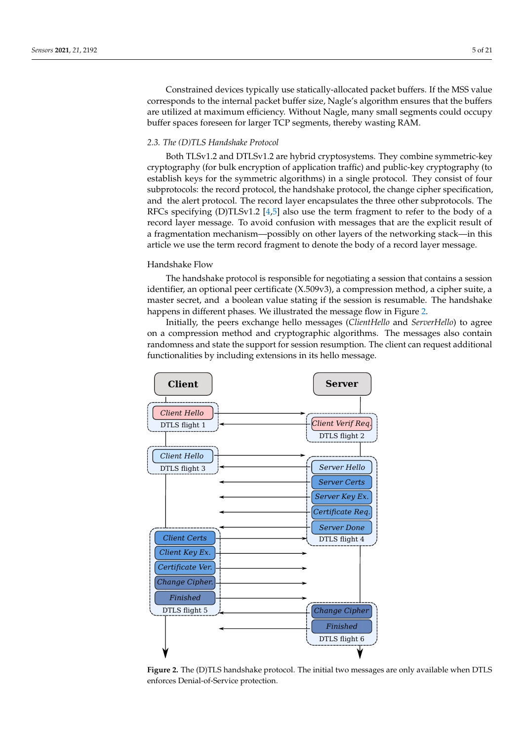Constrained devices typically use statically-allocated packet buffers. If the MSS value corresponds to the internal packet buffer size, Nagle's algorithm ensures that the buffers are utilized at maximum efficiency. Without Nagle, many small segments could occupy buffer spaces foreseen for larger TCP segments, thereby wasting RAM.

### *2.3. The (D)TLS Handshake Protocol*

Both TLSv1.2 and DTLSv1.2 are hybrid cryptosystems. They combine symmetric-key cryptography (for bulk encryption of application traffic) and public-key cryptography (to establish keys for the symmetric algorithms) in a single protocol. They consist of four subprotocols: the record protocol, the handshake protocol, the change cipher specification, and the alert protocol. The record layer encapsulates the three other subprotocols. The RFCs specifying (D)TLSv1.2 [4,5] also use the term fragment to refer to the body of a record layer message. To avoid confusion with messages that are the explicit result of a fragmentation mechanism—possibly on other layers of the networking stack—in this article we use the term record fragment to denote the body of a record layer message.

#### Handshake Flow

The handshake protocol is responsible for negotiating a session that contains a session identifier, an optional peer certificate (X.509v3), a compression method, a cipher suite, a master secret, and a boolean value stating if the session is resumable. The handshake happens in different phases. We illustrated the message flow in Figure 2.

Initially, the peers exchange hello messages (*ClientHello* and *ServerHello*) to agree on a compression method and cryptographic algorithms. The messages also contain randomness and state the support for session resumption. The client can request additional functionalities by including extensions in its hello message.

**Figure 2.** The (D)TLS handshake protocol. The initial two messages are only available when DTLS enforces Denial-of-Service protection.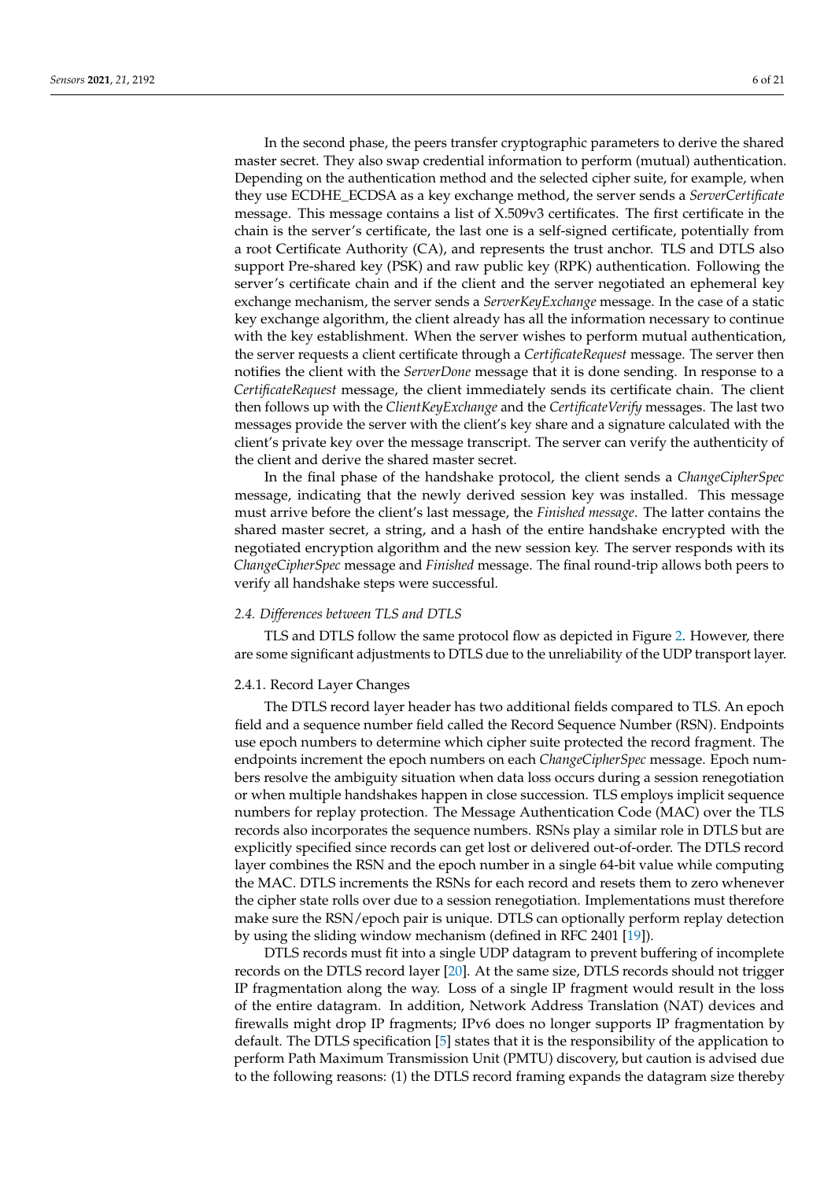In the second phase, the peers transfer cryptographic parameters to derive the shared master secret. They also swap credential information to perform (mutual) authentication. Depending on the authentication method and the selected cipher suite, for example, when they use ECDHE_ECDSA as a key exchange method, the server sends a *ServerCertificate* message. This message contains a list of X.509v3 certificates. The first certificate in the chain is the server's certificate, the last one is a self-signed certificate, potentially from a root Certificate Authority (CA), and represents the trust anchor. TLS and DTLS also support Pre-shared key (PSK) and raw public key (RPK) authentication. Following the server's certificate chain and if the client and the server negotiated an ephemeral key exchange mechanism, the server sends a *ServerKeyExchange* message. In the case of a static key exchange algorithm, the client already has all the information necessary to continue with the key establishment. When the server wishes to perform mutual authentication, the server requests a client certificate through a *CertificateRequest* message. The server then notifies the client with the *ServerDone* message that it is done sending. In response to a *CertificateRequest* message, the client immediately sends its certificate chain. The client then follows up with the *ClientKeyExchange* and the *CertificateVerify* messages. The last two messages provide the server with the client's key share and a signature calculated with the client's private key over the message transcript. The server can verify the authenticity of the client and derive the shared master secret.

In the final phase of the handshake protocol, the client sends a *ChangeCipherSpec* message, indicating that the newly derived session key was installed. This message must arrive before the client's last message, the *Finished message*. The latter contains the shared master secret, a string, and a hash of the entire handshake encrypted with the negotiated encryption algorithm and the new session key. The server responds with its *ChangeCipherSpec* message and *Finished* message. The final round-trip allows both peers to verify all handshake steps were successful.

### *2.4. Differences between TLS and DTLS*

TLS and DTLS follow the same protocol flow as depicted in Figure 2. However, there are some significant adjustments to DTLS due to the unreliability of the UDP transport layer.

#### 2.4.1. Record Layer Changes

The DTLS record layer header has two additional fields compared to TLS. An epoch field and a sequence number field called the Record Sequence Number (RSN). Endpoints use epoch numbers to determine which cipher suite protected the record fragment. The endpoints increment the epoch numbers on each *ChangeCipherSpec* message. Epoch numbers resolve the ambiguity situation when data loss occurs during a session renegotiation or when multiple handshakes happen in close succession. TLS employs implicit sequence numbers for replay protection. The Message Authentication Code (MAC) over the TLS records also incorporates the sequence numbers. RSNs play a similar role in DTLS but are explicitly specified since records can get lost or delivered out-of-order. The DTLS record layer combines the RSN and the epoch number in a single 64-bit value while computing the MAC. DTLS increments the RSNs for each record and resets them to zero whenever the cipher state rolls over due to a session renegotiation. Implementations must therefore make sure the RSN/epoch pair is unique. DTLS can optionally perform replay detection by using the sliding window mechanism (defined in RFC 2401 [19]).

DTLS records must fit into a single UDP datagram to prevent buffering of incomplete records on the DTLS record layer [20]. At the same size, DTLS records should not trigger IP fragmentation along the way. Loss of a single IP fragment would result in the loss of the entire datagram. In addition, Network Address Translation (NAT) devices and firewalls might drop IP fragments; IPv6 does no longer supports IP fragmentation by default. The DTLS specification [5] states that it is the responsibility of the application to perform Path Maximum Transmission Unit (PMTU) discovery, but caution is advised due to the following reasons: (1) the DTLS record framing expands the datagram size thereby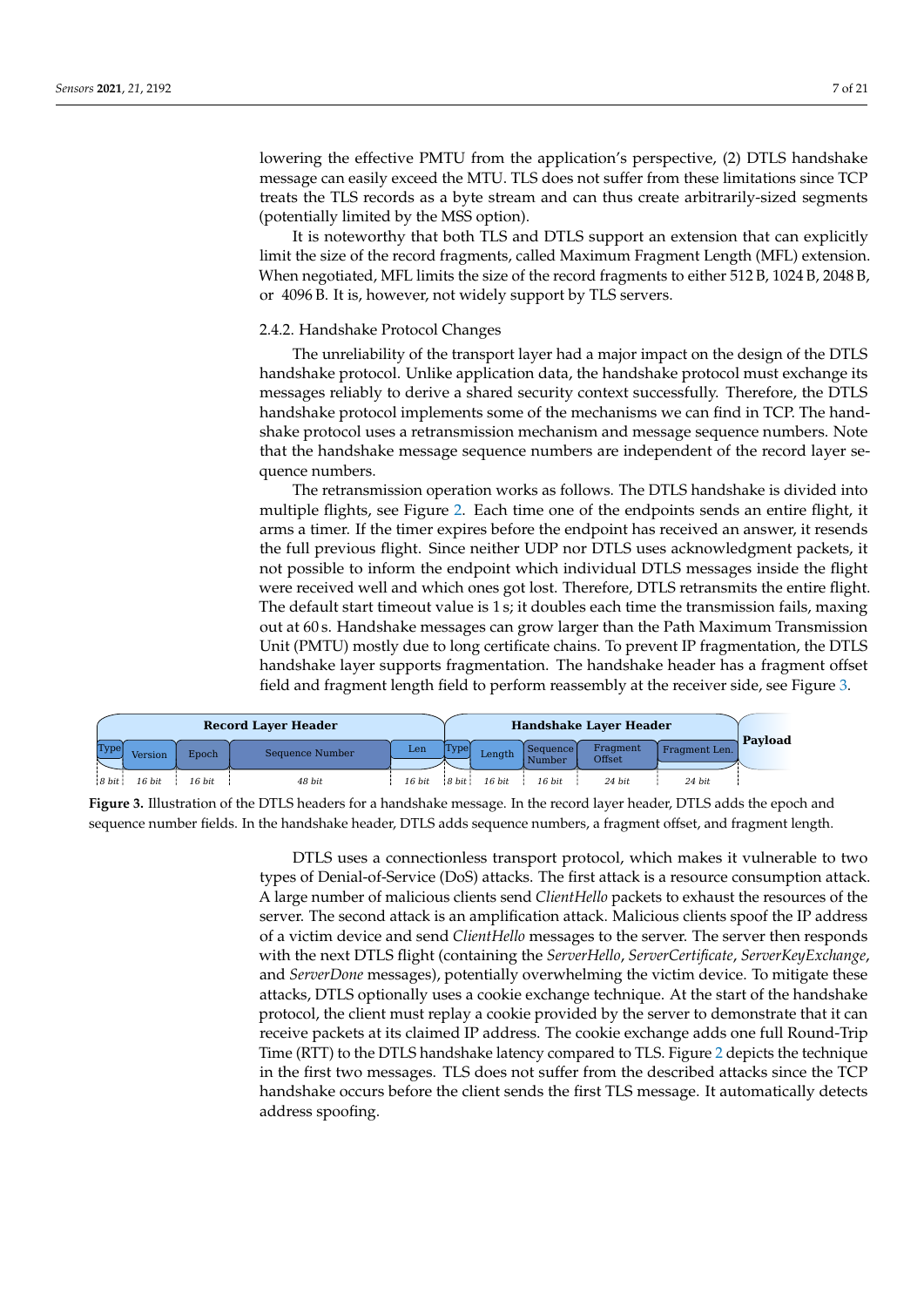lowering the effective PMTU from the application's perspective, (2) DTLS handshake message can easily exceed the MTU. TLS does not suffer from these limitations since TCP treats the TLS records as a byte stream and can thus create arbitrarily-sized segments (potentially limited by the MSS option).

It is noteworthy that both TLS and DTLS support an extension that can explicitly limit the size of the record fragments, called Maximum Fragment Length (MFL) extension. When negotiated, MFL limits the size of the record fragments to either 512 B, 1024 B, 2048 B, or 4096 B. It is, however, not widely support by TLS servers.

### 2.4.2. Handshake Protocol Changes

The unreliability of the transport layer had a major impact on the design of the DTLS handshake protocol. Unlike application data, the handshake protocol must exchange its messages reliably to derive a shared security context successfully. Therefore, the DTLS handshake protocol implements some of the mechanisms we can find in TCP. The handshake protocol uses a retransmission mechanism and message sequence numbers. Note that the handshake message sequence numbers are independent of the record layer sequence numbers.

The retransmission operation works as follows. The DTLS handshake is divided into multiple flights, see Figure 2. Each time one of the endpoints sends an entire flight, it arms a timer. If the timer expires before the endpoint has received an answer, it resends the full previous flight. Since neither UDP nor DTLS uses acknowledgment packets, it not possible to inform the endpoint which individual DTLS messages inside the flight were received well and which ones got lost. Therefore, DTLS retransmits the entire flight. The default start timeout value is 1 s; it doubles each time the transmission fails, maxing out at 60 s. Handshake messages can grow larger than the Path Maximum Transmission Unit (PMTU) mostly due to long certificate chains. To prevent IP fragmentation, the DTLS handshake layer supports fragmentation. The handshake header has a fragment offset field and fragment length field to perform reassembly at the receiver side, see Figure 3.

| Record Layer Header | | | | | Handshake Layer Header | | | | | Payload |
|---|---|---|---|---|---|---|---|---|---|---|
| Type | Version | Epoch | Sequence Number | Len | Type | Length | Sequence Number | Fragment Offset | Fragment Len. | |
| 8 bit | 16 bit | 16 bit | 48 bit | 16 bit | 8 bit | 16 bit | 16 bit | 24 bit | 24 bit | |

**Figure 3.** Illustration of the DTLS headers for a handshake message. In the record layer header, DTLS adds the epoch and sequence number fields. In the handshake header, DTLS adds sequence numbers, a fragment offset, and fragment length.

DTLS uses a connectionless transport protocol, which makes it vulnerable to two types of Denial-of-Service (DoS) attacks. The first attack is a resource consumption attack. A large number of malicious clients send *ClientHello* packets to exhaust the resources of the server. The second attack is an amplification attack. Malicious clients spoof the IP address of a victim device and send *ClientHello* messages to the server. The server then responds with the next DTLS flight (containing the *ServerHello*, *ServerCertificate*, *ServerKeyExchange*, and *ServerDone* messages), potentially overwhelming the victim device. To mitigate these attacks, DTLS optionally uses a cookie exchange technique. At the start of the handshake protocol, the client must replay a cookie provided by the server to demonstrate that it can receive packets at its claimed IP address. The cookie exchange adds one full Round-Trip Time (RTT) to the DTLS handshake latency compared to TLS. Figure 2 depicts the technique in the first two messages. TLS does not suffer from the described attacks since the TCP handshake occurs before the client sends the first TLS message. It automatically detects address spoofing.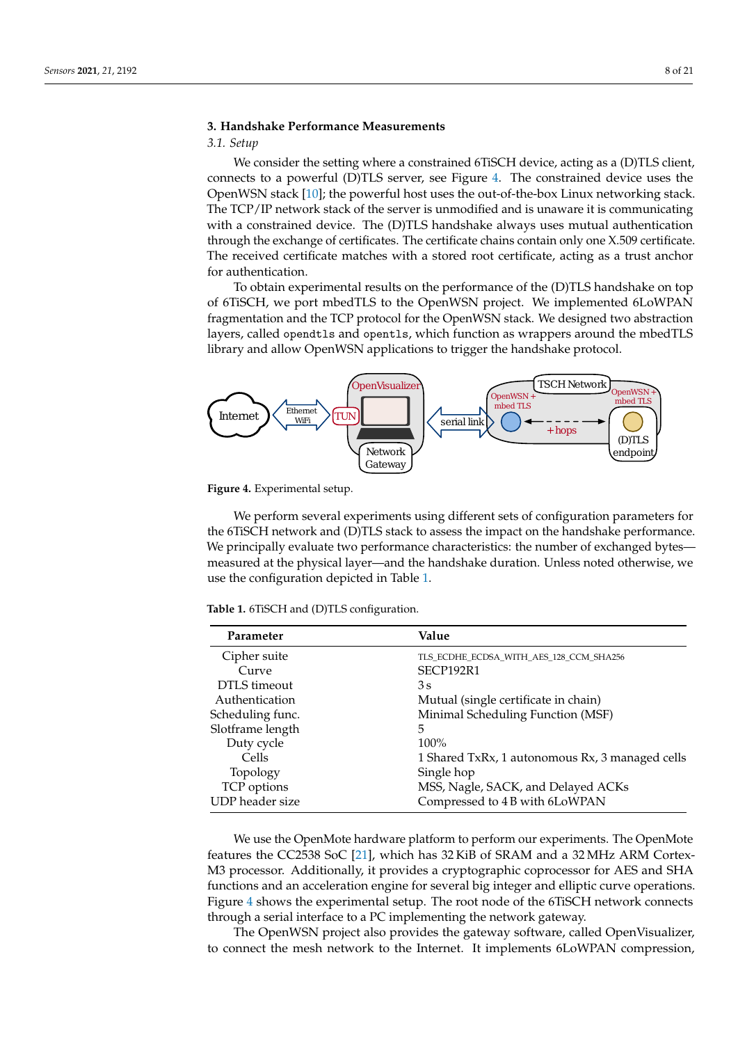## 3. Handshake Performance Measurements

### 3.1. Setup

We consider the setting where a constrained 6TiSCH device, acting as a (D)TLS client, connects to a powerful (D)TLS server, see Figure 4. The constrained device uses the OpenWSN stack [10]; the powerful host uses the out-of-the-box Linux networking stack. The TCP/IP network stack of the server is unmodified and is unaware it is communicating with a constrained device. The (D)TLS handshake always uses mutual authentication through the exchange of certificates. The certificate chains contain only one X.509 certificate. The received certificate matches with a stored root certificate, acting as a trust anchor for authentication.

To obtain experimental results on the performance of the (D)TLS handshake on top of 6TiSCH, we port mbedTLS to the OpenWSN project. We implemented 6LoWPAN fragmentation and the TCP protocol for the OpenWSN stack. We designed two abstraction layers, called `opendtls` and `opentls`, which function as wrappers around the mbedTLS library and allow OpenWSN applications to trigger the handshake protocol.

**Figure 4.** Experimental setup.

We perform several experiments using different sets of configuration parameters for the 6TiSCH network and (D)TLS stack to assess the impact on the handshake performance. We principally evaluate two performance characteristics: the number of exchanged bytes—measured at the physical layer—and the handshake duration. Unless noted otherwise, we use the configuration depicted in Table 1.

**Table 1.** 6TiSCH and (D)TLS configuration.

| Parameter | Value |
|---|---|
| Cipher suite | TLS_ECDHE_ECDSA_WITH_AES_128_CCM_SHA256 |
| Curve | SECP192R1 |
| DTLS timeout | 3 s |
| Authentication | Mutual (single certificate in chain) |
| Scheduling func. | Minimal Scheduling Function (MSF) |
| Slotframe length | 5 |
| Duty cycle | 100% |
| Cells | 1 Shared TxRx, 1 autonomous Rx, 3 managed cells |
| Topology | Single hop |
| TCP options | MSS, Nagle, SACK, and Delayed ACKs |
| UDP header size | Compressed to 4 B with 6LoWPAN |

We use the OpenMote hardware platform to perform our experiments. The OpenMote features the CC2538 SoC [21], which has 32 KiB of SRAM and a 32 MHz ARM Cortex-M3 processor. Additionally, it provides a cryptographic coprocessor for AES and SHA functions and an acceleration engine for several big integer and elliptic curve operations. Figure 4 shows the experimental setup. The root node of the 6TiSCH network connects through a serial interface to a PC implementing the network gateway.

The OpenWSN project also provides the gateway software, called OpenVisualizer, to connect the mesh network to the Internet. It implements 6LoWPAN compression,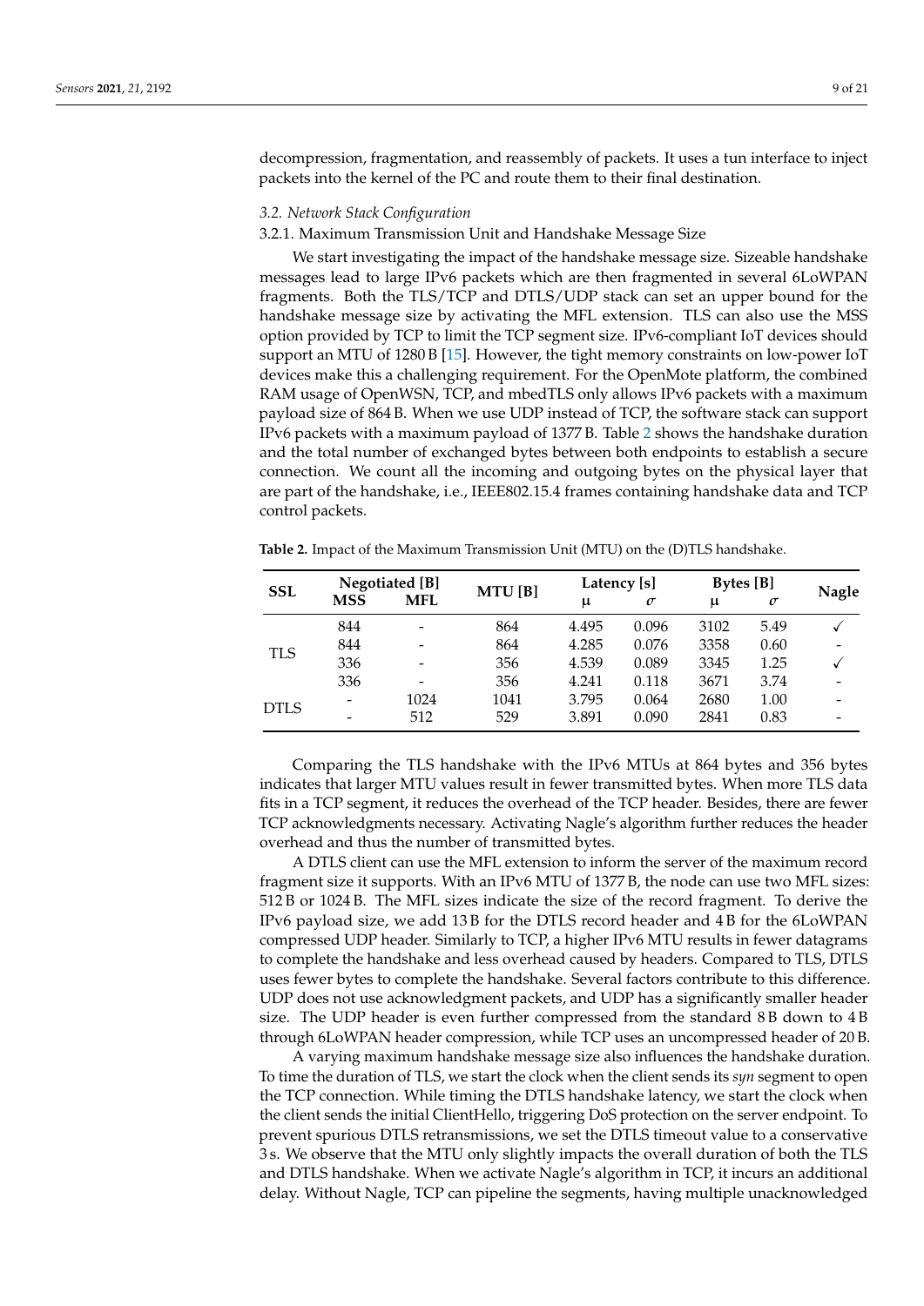decompression, fragmentation, and reassembly of packets. It uses a tun interface to inject packets into the kernel of the PC and route them to their final destination.

### 3.2. Network Stack Configuration

#### 3.2.1. Maximum Transmission Unit and Handshake Message Size

We start investigating the impact of the handshake message size. Sizeable handshake messages lead to large IPv6 packets which are then fragmented in several 6LoWPAN fragments. Both the TLS/TCP and DTLS/UDP stack can set an upper bound for the handshake message size by activating the MFL extension. TLS can also use the MSS option provided by TCP to limit the TCP segment size. IPv6-compliant IoT devices should support an MTU of 1280 B [15]. However, the tight memory constraints on low-power IoT devices make this a challenging requirement. For the OpenMote platform, the combined RAM usage of OpenWSN, TCP, and mbedTLS only allows IPv6 packets with a maximum payload size of 864 B. When we use UDP instead of TCP, the software stack can support IPv6 packets with a maximum payload of 1377 B. Table 2 shows the handshake duration and the total number of exchanged bytes between both endpoints to establish a secure connection. We count all the incoming and outgoing bytes on the physical layer that are part of the handshake, i.e., IEEE802.15.4 frames containing handshake data and TCP control packets.

**Table 2.** Impact of the Maximum Transmission Unit (MTU) on the (D)TLS handshake.

| SSL | Negotiated [B] | | MTU [B] | Latency [s] | | Bytes [B] | | Nagle |
|---|---|---|---|---|---|---|---|---|
| | MSS | MFL | | μ | σ | μ | σ | |
| TLS | 844 | - | 864 | 4.495 | 0.096 | 3102 | 5.49 | ✓ |
| | 844 | - | 864 | 4.285 | 0.076 | 3358 | 0.60 | - |
| | 336 | - | 356 | 4.539 | 0.089 | 3345 | 1.25 | ✓ |
| | 336 | - | 356 | 4.241 | 0.118 | 3671 | 3.74 | - |
| DTLS | - | 1024 | 1041 | 3.795 | 0.064 | 2680 | 1.00 | - |
| | - | 512 | 529 | 3.891 | 0.090 | 2841 | 0.83 | - |

Comparing the TLS handshake with the IPv6 MTUs at 864 bytes and 356 bytes indicates that larger MTU values result in fewer transmitted bytes. When more TLS data fits in a TCP segment, it reduces the overhead of the TCP header. Besides, there are fewer TCP acknowledgments necessary. Activating Nagle's algorithm further reduces the header overhead and thus the number of transmitted bytes.

A DTLS client can use the MFL extension to inform the server of the maximum record fragment size it supports. With an IPv6 MTU of 1377 B, the node can use two MFL sizes: 512 B or 1024 B. The MFL sizes indicate the size of the record fragment. To derive the IPv6 payload size, we add 13 B for the DTLS record header and 4 B for the 6LoWPAN compressed UDP header. Similarly to TCP, a higher IPv6 MTU results in fewer datagrams to complete the handshake and less overhead caused by headers. Compared to TLS, DTLS uses fewer bytes to complete the handshake. Several factors contribute to this difference. UDP does not use acknowledgment packets, and UDP has a significantly smaller header size. The UDP header is even further compressed from the standard 8 B down to 4 B through 6LoWPAN header compression, while TCP uses an uncompressed header of 20 B.

A varying maximum handshake message size also influences the handshake duration. To time the duration of TLS, we start the clock when the client sends its *syn* segment to open the TCP connection. While timing the DTLS handshake latency, we start the clock when the client sends the initial ClientHello, triggering DoS protection on the server endpoint. To prevent spurious DTLS retransmissions, we set the DTLS timeout value to a conservative 3 s. We observe that the MTU only slightly impacts the overall duration of both the TLS and DTLS handshake. When we activate Nagle's algorithm in TCP, it incurs an additional delay. Without Nagle, TCP can pipeline the segments, having multiple unacknowledged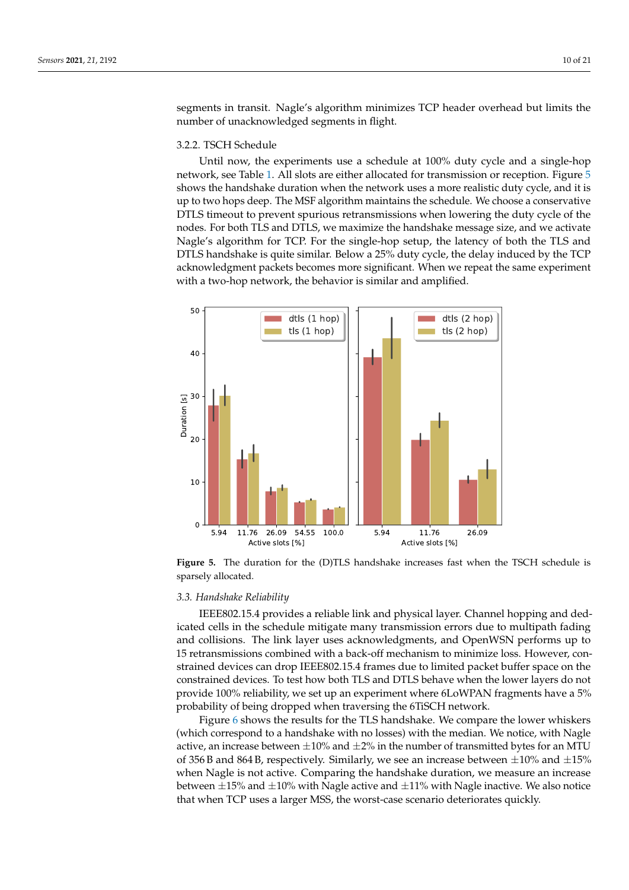segments in transit. Nagle's algorithm minimizes TCP header overhead but limits the number of unacknowledged segments in flight.

#### 3.2.2. TSCH Schedule

Until now, the experiments use a schedule at 100% duty cycle and a single-hop network, see Table 1. All slots are either allocated for transmission or reception. Figure 5 shows the handshake duration when the network uses a more realistic duty cycle, and it is up to two hops deep. The MSF algorithm maintains the schedule. We choose a conservative DTLS timeout to prevent spurious retransmissions when lowering the duty cycle of the nodes. For both TLS and DTLS, we maximize the handshake message size, and we activate Nagle's algorithm for TCP. For the single-hop setup, the latency of both the TLS and DTLS handshake is quite similar. Below a 25% duty cycle, the delay induced by the TCP acknowledgment packets becomes more significant. When we repeat the same experiment with a two-hop network, the behavior is similar and amplified.

**Figure 5.** The duration for the (D)TLS handshake increases fast when the TSCH schedule is sparsely allocated.

### 3.3. Handshake Reliability

IEEE802.15.4 provides a reliable link and physical layer. Channel hopping and dedicated cells in the schedule mitigate many transmission errors due to multipath fading and collisions. The link layer uses acknowledgments, and OpenWSN performs up to 15 retransmissions combined with a back-off mechanism to minimize loss. However, constrained devices can drop IEEE802.15.4 frames due to limited packet buffer space on the constrained devices. To test how both TLS and DTLS behave when the lower layers do not provide 100% reliability, we set up an experiment where 6LoWPAN fragments have a 5% probability of being dropped when traversing the 6TiSCH network.

Figure 6 shows the results for the TLS handshake. We compare the lower whiskers (which correspond to a handshake with no losses) with the median. We notice, with Nagle active, an increase between $\pm$10% and $\pm$2% in the number of transmitted bytes for an MTU of 356 B and 864 B, respectively. Similarly, we see an increase between $\pm$10% and $\pm$15% when Nagle is not active. Comparing the handshake duration, we measure an increase between $\pm$15% and $\pm$10% with Nagle active and $\pm$11% with Nagle inactive. We also notice that when TCP uses a larger MSS, the worst-case scenario deteriorates quickly.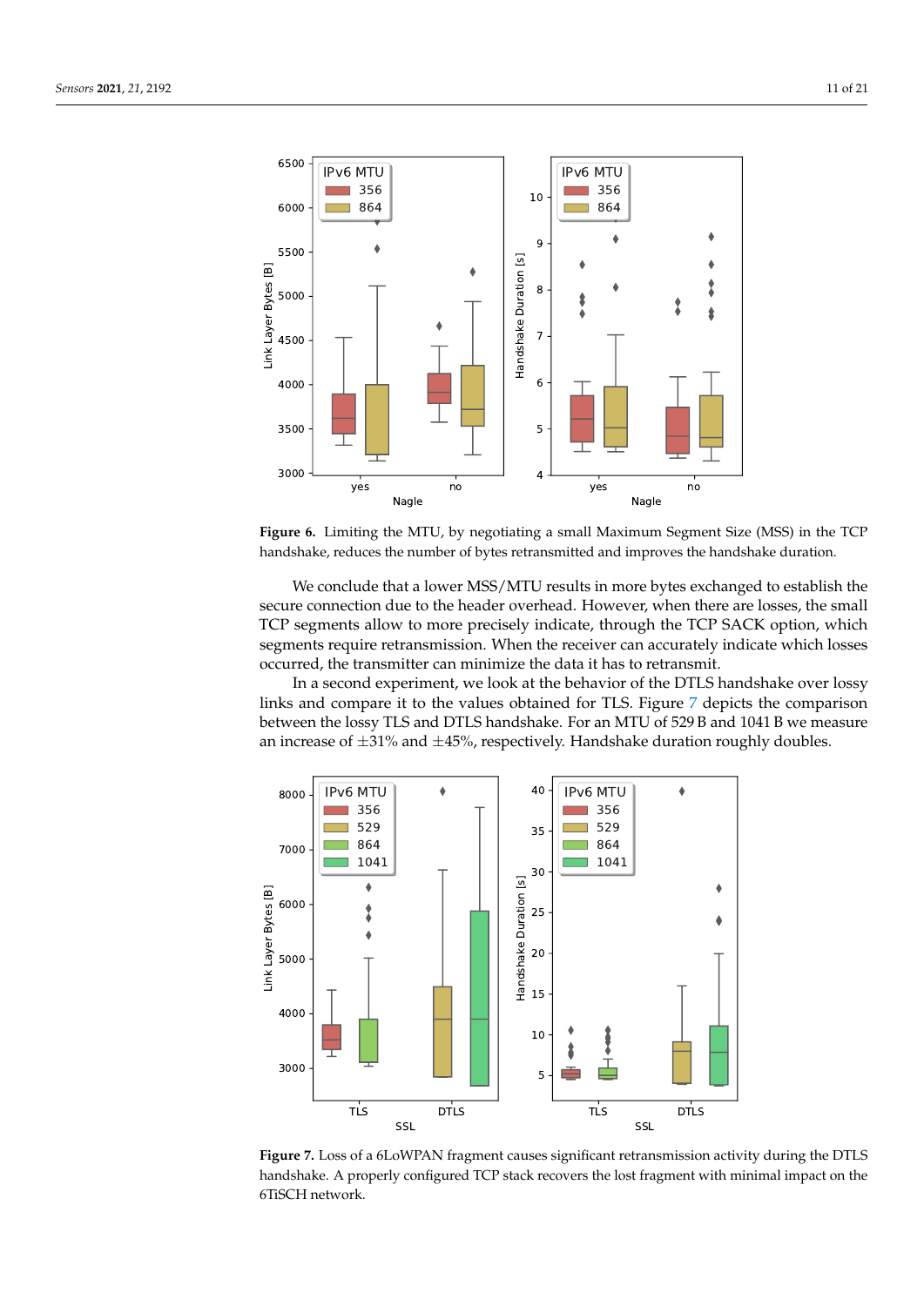**Figure 6.** Limiting the MTU, by negotiating a small Maximum Segment Size (MSS) in the TCP handshake, reduces the number of bytes retransmitted and improves the handshake duration.

We conclude that a lower MSS/MTU results in more bytes exchanged to establish the secure connection due to the header overhead. However, when there are losses, the small TCP segments allow to more precisely indicate, through the TCP SACK option, which segments require retransmission. When the receiver can accurately indicate which losses occurred, the transmitter can minimize the data it has to retransmit.

In a second experiment, we look at the behavior of the DTLS handshake over lossy links and compare it to the values obtained for TLS. Figure 7 depicts the comparison between the lossy TLS and DTLS handshake. For an MTU of 529 B and 1041 B we measure an increase of ±31% and ±45%, respectively. Handshake duration roughly doubles.

**Figure 7.** Loss of a 6LoWPAN fragment causes significant retransmission activity during the DTLS handshake. A properly configured TCP stack recovers the lost fragment with minimal impact on the 6TiSCH network.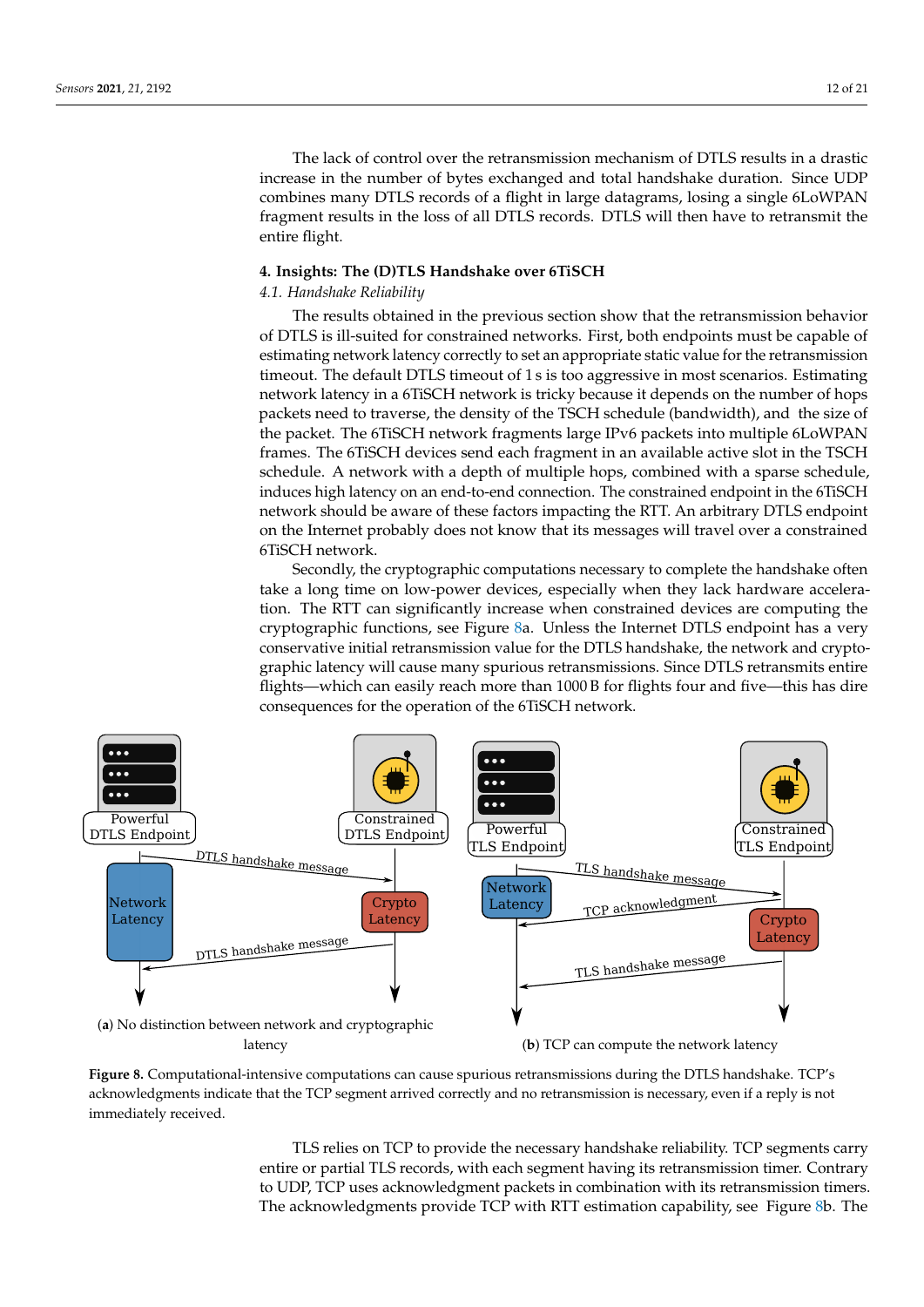The lack of control over the retransmission mechanism of DTLS results in a drastic increase in the number of bytes exchanged and total handshake duration. Since UDP combines many DTLS records of a flight in large datagrams, losing a single 6LoWPAN fragment results in the loss of all DTLS records. DTLS will then have to retransmit the entire flight.

## 4. Insights: The (D)TLS Handshake over 6TiSCH

### *4.1. Handshake Reliability*

The results obtained in the previous section show that the retransmission behavior of DTLS is ill-suited for constrained networks. First, both endpoints must be capable of estimating network latency correctly to set an appropriate static value for the retransmission timeout. The default DTLS timeout of 1 s is too aggressive in most scenarios. Estimating network latency in a 6TiSCH network is tricky because it depends on the number of hops packets need to traverse, the density of the TSCH schedule (bandwidth), and the size of the packet. The 6TiSCH network fragments large IPv6 packets into multiple 6LoWPAN frames. The 6TiSCH devices send each fragment in an available active slot in the TSCH schedule. A network with a depth of multiple hops, combined with a sparse schedule, induces high latency on an end-to-end connection. The constrained endpoint in the 6TiSCH network should be aware of these factors impacting the RTT. An arbitrary DTLS endpoint on the Internet probably does not know that its messages will travel over a constrained 6TiSCH network.

Secondly, the cryptographic computations necessary to complete the handshake often take a long time on low-power devices, especially when they lack hardware acceleration. The RTT can significantly increase when constrained devices are computing the cryptographic functions, see Figure 8a. Unless the Internet DTLS endpoint has a very conservative initial retransmission value for the DTLS handshake, the network and cryptographic latency will cause many spurious retransmissions. Since DTLS retransmits entire flights—which can easily reach more than 1000 B for flights four and five—this has dire consequences for the operation of the 6TiSCH network.

(**a**) No distinction between network and cryptographic latency

(**b**) TCP can compute the network latency

**Figure 8.** Computational-intensive computations can cause spurious retransmissions during the DTLS handshake. TCP's acknowledgments indicate that the TCP segment arrived correctly and no retransmission is necessary, even if a reply is not immediately received.

TLS relies on TCP to provide the necessary handshake reliability. TCP segments carry entire or partial TLS records, with each segment having its retransmission timer. Contrary to UDP, TCP uses acknowledgment packets in combination with its retransmission timers. The acknowledgments provide TCP with RTT estimation capability, see Figure 8b. The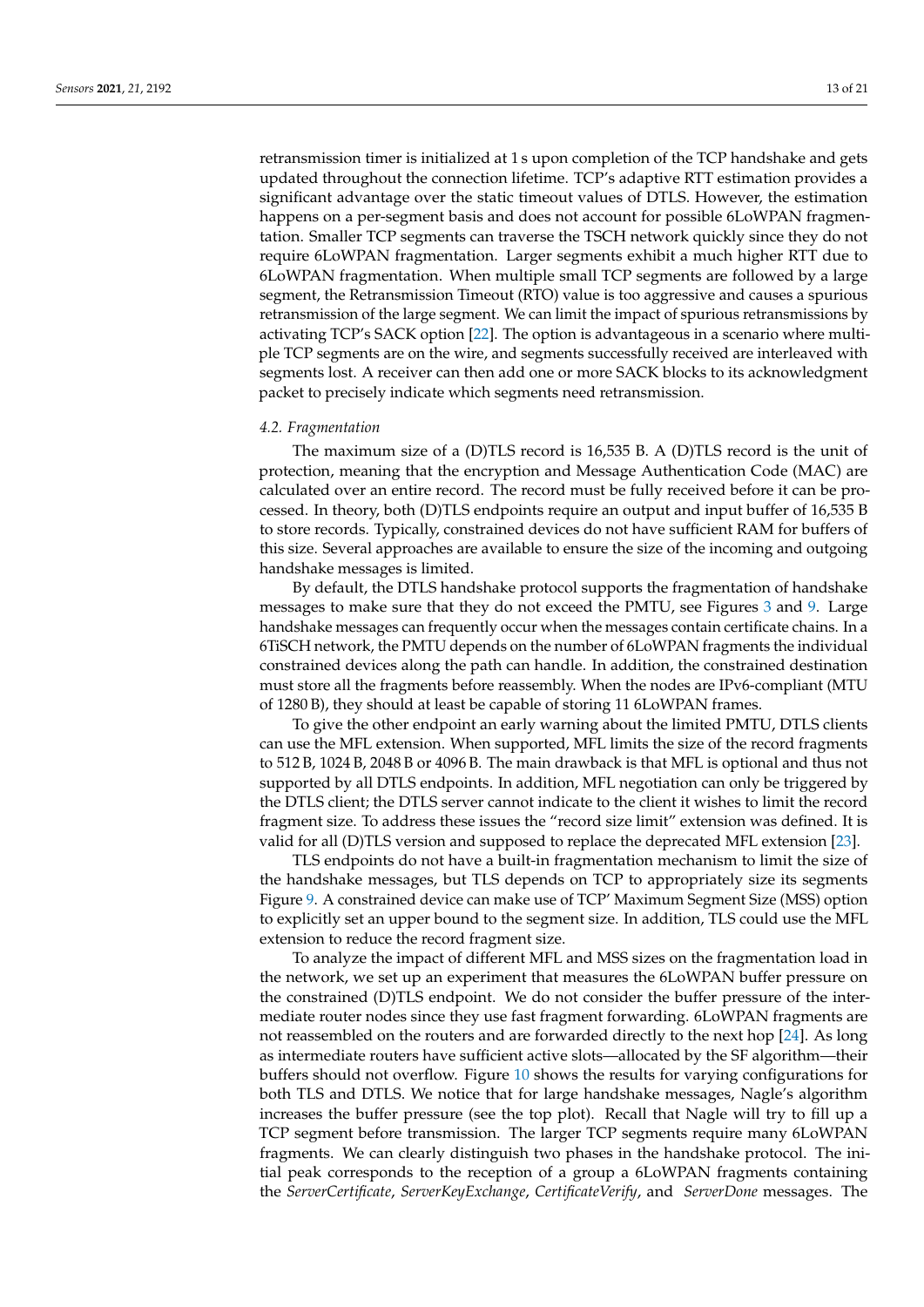retransmission timer is initialized at 1 s upon completion of the TCP handshake and gets updated throughout the connection lifetime. TCP's adaptive RTT estimation provides a significant advantage over the static timeout values of DTLS. However, the estimation happens on a per-segment basis and does not account for possible 6LoWPAN fragmentation. Smaller TCP segments can traverse the TSCH network quickly since they do not require 6LoWPAN fragmentation. Larger segments exhibit a much higher RTT due to 6LoWPAN fragmentation. When multiple small TCP segments are followed by a large segment, the Retransmission Timeout (RTO) value is too aggressive and causes a spurious retransmission of the large segment. We can limit the impact of spurious retransmissions by activating TCP's SACK option [22]. The option is advantageous in a scenario where multiple TCP segments are on the wire, and segments successfully received are interleaved with segments lost. A receiver can then add one or more SACK blocks to its acknowledgment packet to precisely indicate which segments need retransmission.

### *4.2. Fragmentation*

The maximum size of a (D)TLS record is 16,535 B. A (D)TLS record is the unit of protection, meaning that the encryption and Message Authentication Code (MAC) are calculated over an entire record. The record must be fully received before it can be processed. In theory, both (D)TLS endpoints require an output and input buffer of 16,535 B to store records. Typically, constrained devices do not have sufficient RAM for buffers of this size. Several approaches are available to ensure the size of the incoming and outgoing handshake messages is limited.

By default, the DTLS handshake protocol supports the fragmentation of handshake messages to make sure that they do not exceed the PMTU, see Figures 3 and 9. Large handshake messages can frequently occur when the messages contain certificate chains. In a 6TiSCH network, the PMTU depends on the number of 6LoWPAN fragments the individual constrained devices along the path can handle. In addition, the constrained destination must store all the fragments before reassembly. When the nodes are IPv6-compliant (MTU of 1280 B), they should at least be capable of storing 11 6LoWPAN frames.

To give the other endpoint an early warning about the limited PMTU, DTLS clients can use the MFL extension. When supported, MFL limits the size of the record fragments to 512 B, 1024 B, 2048 B or 4096 B. The main drawback is that MFL is optional and thus not supported by all DTLS endpoints. In addition, MFL negotiation can only be triggered by the DTLS client; the DTLS server cannot indicate to the client it wishes to limit the record fragment size. To address these issues the "record size limit" extension was defined. It is valid for all (D)TLS version and supposed to replace the deprecated MFL extension [23].

TLS endpoints do not have a built-in fragmentation mechanism to limit the size of the handshake messages, but TLS depends on TCP to appropriately size its segments Figure 9. A constrained device can make use of TCP' Maximum Segment Size (MSS) option to explicitly set an upper bound to the segment size. In addition, TLS could use the MFL extension to reduce the record fragment size.

To analyze the impact of different MFL and MSS sizes on the fragmentation load in the network, we set up an experiment that measures the 6LoWPAN buffer pressure on the constrained (D)TLS endpoint. We do not consider the buffer pressure of the intermediate router nodes since they use fast fragment forwarding. 6LoWPAN fragments are not reassembled on the routers and are forwarded directly to the next hop [24]. As long as intermediate routers have sufficient active slots—allocated by the SF algorithm—their buffers should not overflow. Figure 10 shows the results for varying configurations for both TLS and DTLS. We notice that for large handshake messages, Nagle's algorithm increases the buffer pressure (see the top plot). Recall that Nagle will try to fill up a TCP segment before transmission. The larger TCP segments require many 6LoWPAN fragments. We can clearly distinguish two phases in the handshake protocol. The initial peak corresponds to the reception of a group a 6LoWPAN fragments containing the *ServerCertificate*, *ServerKeyExchange*, *CertificateVerify*, and *ServerDone* messages. The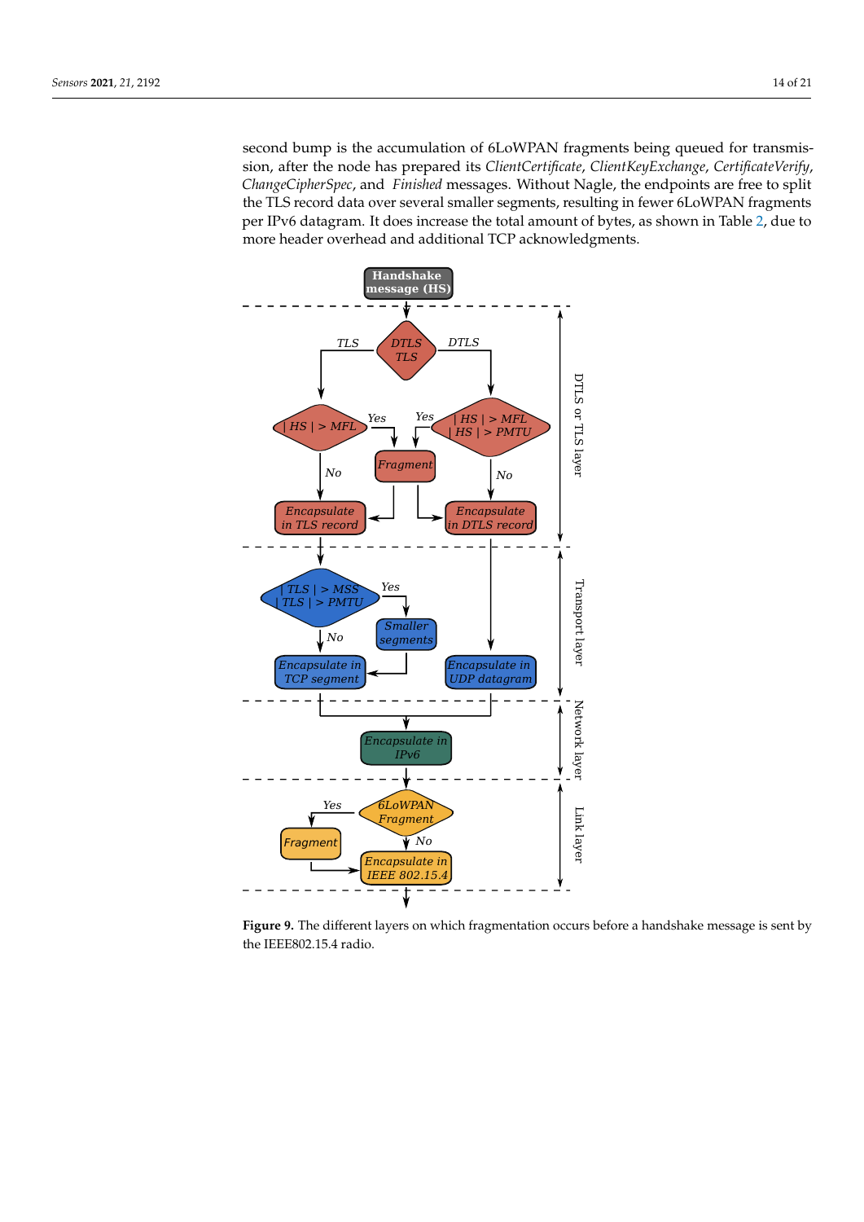second bump is the accumulation of 6LoWPAN fragments being queued for transmission, after the node has prepared its *ClientCertificate*, *ClientKeyExchange*, *CertificateVerify*, *ChangeCipherSpec*, and *Finished* messages. Without Nagle, the endpoints are free to split the TLS record data over several smaller segments, resulting in fewer 6LoWPAN fragments per IPv6 datagram. It does increase the total amount of bytes, as shown in Table 2, due to more header overhead and additional TCP acknowledgments.

**Figure 9.** The different layers on which fragmentation occurs before a handshake message is sent by the IEEE802.15.4 radio.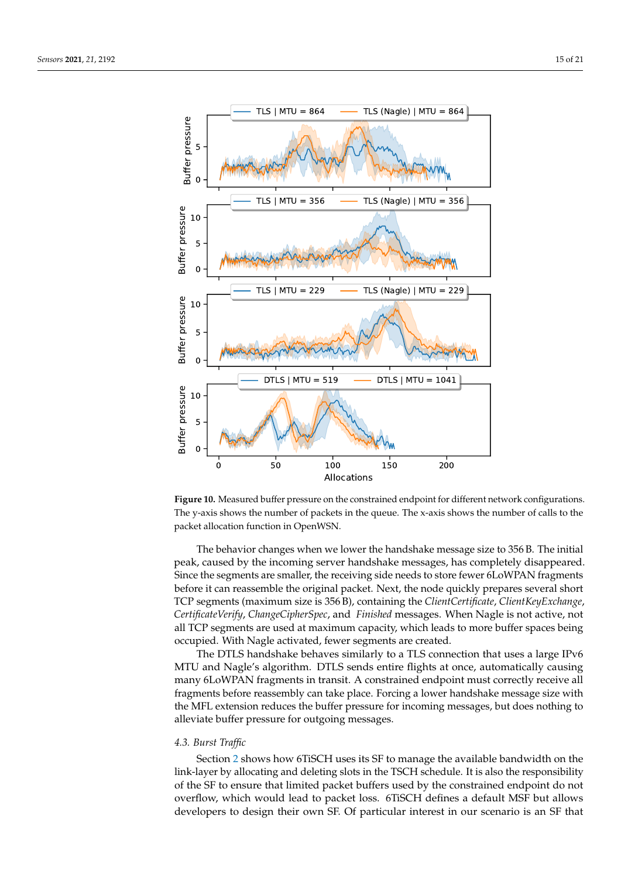**Figure 10.** Measured buffer pressure on the constrained endpoint for different network configurations. The y-axis shows the number of packets in the queue. The x-axis shows the number of calls to the packet allocation function in OpenWSN.

The behavior changes when we lower the handshake message size to 356 B. The initial peak, caused by the incoming server handshake messages, has completely disappeared. Since the segments are smaller, the receiving side needs to store fewer 6LoWPAN fragments before it can reassemble the original packet. Next, the node quickly prepares several short TCP segments (maximum size is 356 B), containing the *ClientCertificate*, *ClientKeyExchange*, *CertificateVerify*, *ChangeCipherSpec*, and *Finished* messages. When Nagle is not active, not all TCP segments are used at maximum capacity, which leads to more buffer spaces being occupied. With Nagle activated, fewer segments are created.

The DTLS handshake behaves similarly to a TLS connection that uses a large IPv6 MTU and Nagle's algorithm. DTLS sends entire flights at once, automatically causing many 6LoWPAN fragments in transit. A constrained endpoint must correctly receive all fragments before reassembly can take place. Forcing a lower handshake message size with the MFL extension reduces the buffer pressure for incoming messages, but does nothing to alleviate buffer pressure for outgoing messages.

### 4.3. Burst Traffic

Section 2 shows how 6TiSCH uses its SF to manage the available bandwidth on the link-layer by allocating and deleting slots in the TSCH schedule. It is also the responsibility of the SF to ensure that limited packet buffers used by the constrained endpoint do not overflow, which would lead to packet loss. 6TiSCH defines a default MSF but allows developers to design their own SF. Of particular interest in our scenario is an SF that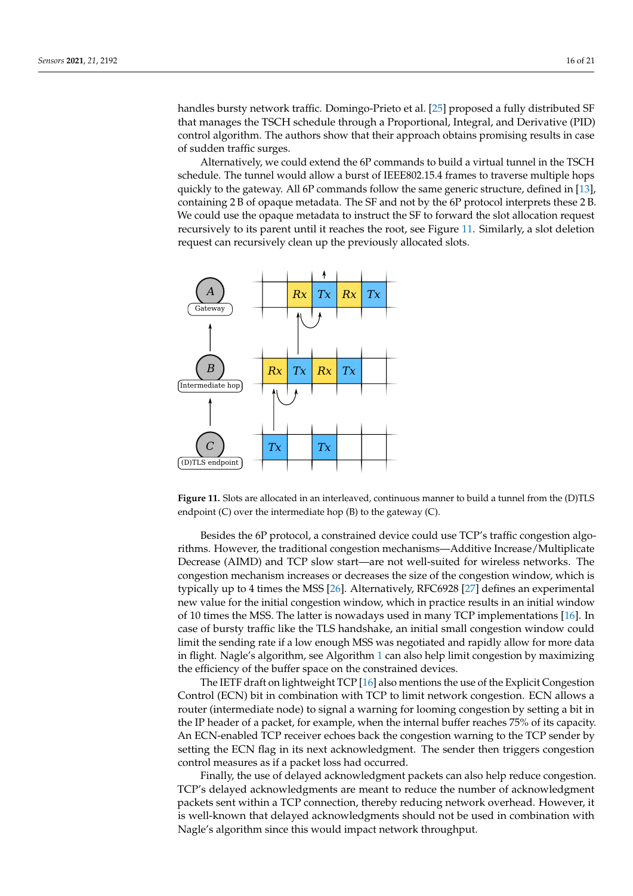handles bursty network traffic. Domingo-Prieto et al. [25] proposed a fully distributed SF that manages the TSCH schedule through a Proportional, Integral, and Derivative (PID) control algorithm. The authors show that their approach obtains promising results in case of sudden traffic surges.

Alternatively, we could extend the 6P commands to build a virtual tunnel in the TSCH schedule. The tunnel would allow a burst of IEEE802.15.4 frames to traverse multiple hops quickly to the gateway. All 6P commands follow the same generic structure, defined in [13], containing 2 B of opaque metadata. The SF and not by the 6P protocol interprets these 2 B. We could use the opaque metadata to instruct the SF to forward the slot allocation request recursively to its parent until it reaches the root, see Figure 11. Similarly, a slot deletion request can recursively clean up the previously allocated slots.

**Figure 11.** Slots are allocated in an interleaved, continuous manner to build a tunnel from the (D)TLS endpoint (C) over the intermediate hop (B) to the gateway (C).

Besides the 6P protocol, a constrained device could use TCP's traffic congestion algorithms. However, the traditional congestion mechanisms—Additive Increase/Multiplicate Decrease (AIMD) and TCP slow start—are not well-suited for wireless networks. The congestion mechanism increases or decreases the size of the congestion window, which is typically up to 4 times the MSS [26]. Alternatively, RFC6928 [27] defines an experimental new value for the initial congestion window, which in practice results in an initial window of 10 times the MSS. The latter is nowadays used in many TCP implementations [16]. In case of bursty traffic like the TLS handshake, an initial small congestion window could limit the sending rate if a low enough MSS was negotiated and rapidly allow for more data in flight. Nagle's algorithm, see Algorithm 1 can also help limit congestion by maximizing the efficiency of the buffer space on the constrained devices.

The IETF draft on lightweight TCP [16] also mentions the use of the Explicit Congestion Control (ECN) bit in combination with TCP to limit network congestion. ECN allows a router (intermediate node) to signal a warning for looming congestion by setting a bit in the IP header of a packet, for example, when the internal buffer reaches 75% of its capacity. An ECN-enabled TCP receiver echoes back the congestion warning to the TCP sender by setting the ECN flag in its next acknowledgment. The sender then triggers congestion control measures as if a packet loss had occurred.

Finally, the use of delayed acknowledgment packets can also help reduce congestion. TCP's delayed acknowledgments are meant to reduce the number of acknowledgment packets sent within a TCP connection, thereby reducing network overhead. However, it is well-known that delayed acknowledgments should not be used in combination with Nagle's algorithm since this would impact network throughput.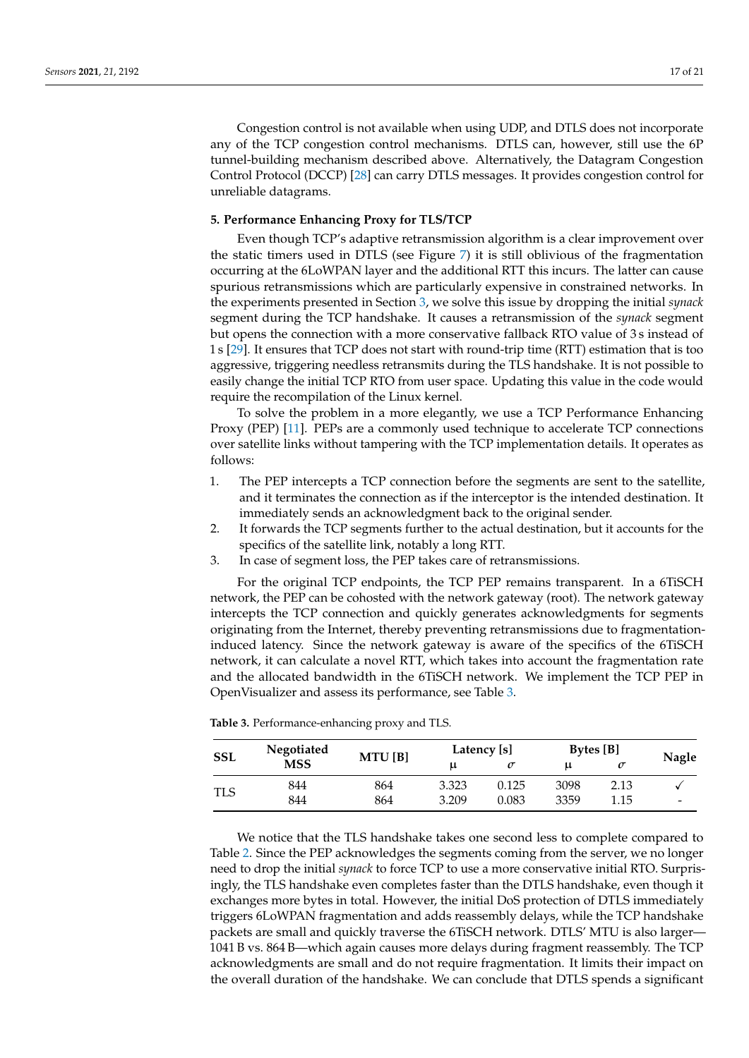Congestion control is not available when using UDP, and DTLS does not incorporate any of the TCP congestion control mechanisms. DTLS can, however, still use the 6P tunnel-building mechanism described above. Alternatively, the Datagram Congestion Control Protocol (DCCP) [28] can carry DTLS messages. It provides congestion control for unreliable datagrams.

## 5. Performance Enhancing Proxy for TLS/TCP

Even though TCP's adaptive retransmission algorithm is a clear improvement over the static timers used in DTLS (see Figure 7) it is still oblivious of the fragmentation occurring at the 6LoWPAN layer and the additional RTT this incurs. The latter can cause spurious retransmissions which are particularly expensive in constrained networks. In the experiments presented in Section 3, we solve this issue by dropping the initial *synack* segment during the TCP handshake. It causes a retransmission of the *synack* segment but opens the connection with a more conservative fallback RTO value of 3 s instead of 1 s [29]. It ensures that TCP does not start with round-trip time (RTT) estimation that is too aggressive, triggering needless retransmits during the TLS handshake. It is not possible to easily change the initial TCP RTO from user space. Updating this value in the code would require the recompilation of the Linux kernel.

To solve the problem in a more elegantly, we use a TCP Performance Enhancing Proxy (PEP) [11]. PEPs are a commonly used technique to accelerate TCP connections over satellite links without tampering with the TCP implementation details. It operates as follows:

1. The PEP intercepts a TCP connection before the segments are sent to the satellite, and it terminates the connection as if the interceptor is the intended destination. It immediately sends an acknowledgment back to the original sender.
2. It forwards the TCP segments further to the actual destination, but it accounts for the specifics of the satellite link, notably a long RTT.
3. In case of segment loss, the PEP takes care of retransmissions.

For the original TCP endpoints, the TCP PEP remains transparent. In a 6TiSCH network, the PEP can be cohosted with the network gateway (root). The network gateway intercepts the TCP connection and quickly generates acknowledgments for segments originating from the Internet, thereby preventing retransmissions due to fragmentation-induced latency. Since the network gateway is aware of the specifics of the 6TiSCH network, it can calculate a novel RTT, which takes into account the fragmentation rate and the allocated bandwidth in the 6TiSCH network. We implement the TCP PEP in OpenVisualizer and assess its performance, see Table 3.

**Table 3.** Performance-enhancing proxy and TLS.

| SSL | Negotiated MSS | MTU [B] | Latency [s] | | Bytes [B] | | Nagle |
|---|---|---|---|---|---|---|---|
| | | | μ | $\sigma$ | μ | $\sigma$ | |
| TLS | 844 | 864 | 3.323 | 0.125 | 3098 | 2.13 | ✓ |
| | 844 | 864 | 3.209 | 0.083 | 3359 | 1.15 | - |

We notice that the TLS handshake takes one second less to complete compared to Table 2. Since the PEP acknowledges the segments coming from the server, we no longer need to drop the initial *synack* to force TCP to use a more conservative initial RTO. Surprisingly, the TLS handshake even completes faster than the DTLS handshake, even though it exchanges more bytes in total. However, the initial DoS protection of DTLS immediately triggers 6LoWPAN fragmentation and adds reassembly delays, while the TCP handshake packets are small and quickly traverse the 6TiSCH network. DTLS' MTU is also larger—1041 B vs. 864 B—which again causes more delays during fragment reassembly. The TCP acknowledgments are small and do not require fragmentation. It limits their impact on the overall duration of the handshake. We can conclude that DTLS spends a significant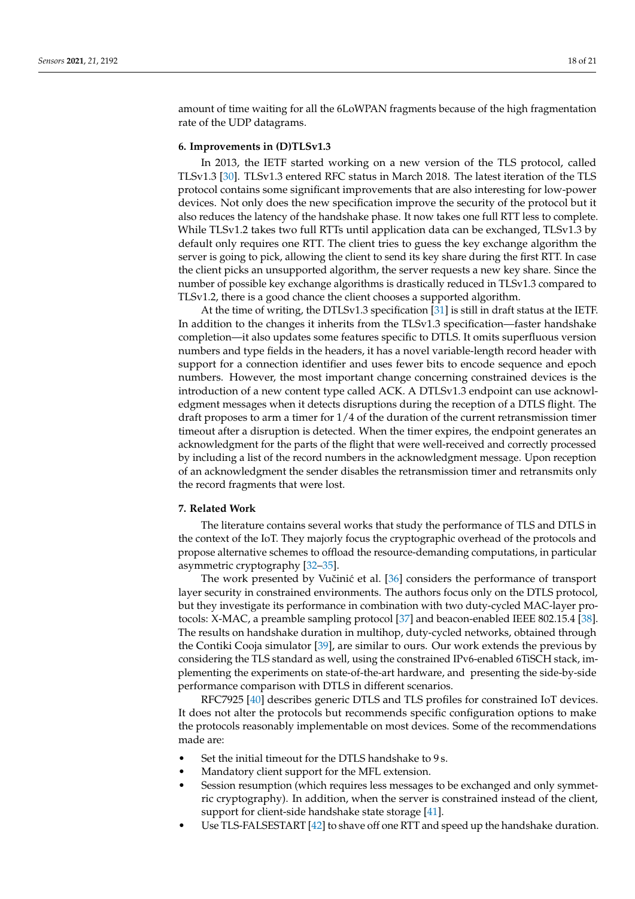amount of time waiting for all the 6LoWPAN fragments because of the high fragmentation rate of the UDP datagrams.

## 6. Improvements in (D)TLSv1.3

In 2013, the IETF started working on a new version of the TLS protocol, called TLSv1.3 [30]. TLSv1.3 entered RFC status in March 2018. The latest iteration of the TLS protocol contains some significant improvements that are also interesting for low-power devices. Not only does the new specification improve the security of the protocol but it also reduces the latency of the handshake phase. It now takes one full RTT less to complete. While TLSv1.2 takes two full RTTs until application data can be exchanged, TLSv1.3 by default only requires one RTT. The client tries to guess the key exchange algorithm the server is going to pick, allowing the client to send its key share during the first RTT. In case the client picks an unsupported algorithm, the server requests a new key share. Since the number of possible key exchange algorithms is drastically reduced in TLSv1.3 compared to TLSv1.2, there is a good chance the client chooses a supported algorithm.

At the time of writing, the DTLSv1.3 specification [31] is still in draft status at the IETF. In addition to the changes it inherits from the TLSv1.3 specification—faster handshake completion—it also updates some features specific to DTLS. It omits superfluous version numbers and type fields in the headers, it has a novel variable-length record header with support for a connection identifier and uses fewer bits to encode sequence and epoch numbers. However, the most important change concerning constrained devices is the introduction of a new content type called ACK. A DTLSv1.3 endpoint can use acknowledgment messages when it detects disruptions during the reception of a DTLS flight. The draft proposes to arm a timer for 1/4 of the duration of the current retransmission timer timeout after a disruption is detected. When the timer expires, the endpoint generates an acknowledgment for the parts of the flight that were well-received and correctly processed by including a list of the record numbers in the acknowledgment message. Upon reception of an acknowledgment the sender disables the retransmission timer and retransmits only the record fragments that were lost.

## 7. Related Work

The literature contains several works that study the performance of TLS and DTLS in the context of the IoT. They majorly focus the cryptographic overhead of the protocols and propose alternative schemes to offload the resource-demanding computations, in particular asymmetric cryptography [32–35].

The work presented by Vučinić et al. [36] considers the performance of transport layer security in constrained environments. The authors focus only on the DTLS protocol, but they investigate its performance in combination with two duty-cycled MAC-layer protocols: X-MAC, a preamble sampling protocol [37] and beacon-enabled IEEE 802.15.4 [38]. The results on handshake duration in multihop, duty-cycled networks, obtained through the Contiki Cooja simulator [39], are similar to ours. Our work extends the previous by considering the TLS standard as well, using the constrained IPv6-enabled 6TiSCH stack, implementing the experiments on state-of-the-art hardware, and presenting the side-by-side performance comparison with DTLS in different scenarios.

RFC7925 [40] describes generic DTLS and TLS profiles for constrained IoT devices. It does not alter the protocols but recommends specific configuration options to make the protocols reasonably implementable on most devices. Some of the recommendations made are:

- Set the initial timeout for the DTLS handshake to 9 s.
- Mandatory client support for the MFL extension.
- Session resumption (which requires less messages to be exchanged and only symmetric cryptography). In addition, when the server is constrained instead of the client, support for client-side handshake state storage [41].
- Use TLS-FALSESTART [42] to shave off one RTT and speed up the handshake duration.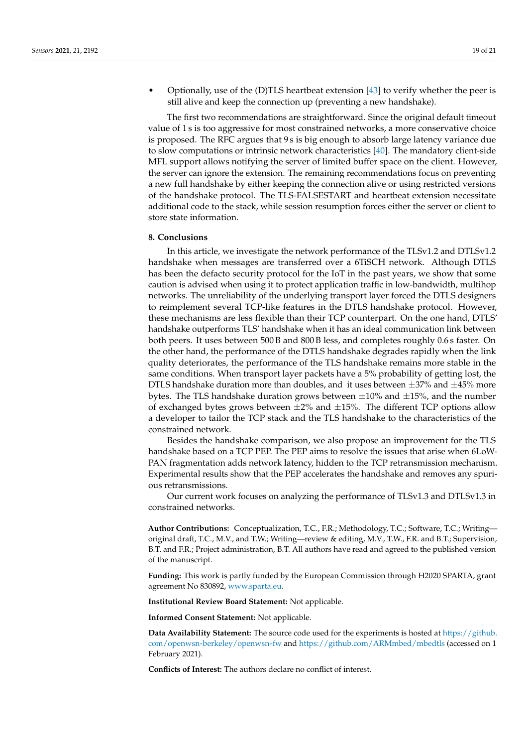- Optionally, use of the (D)TLS heartbeat extension [43] to verify whether the peer is still alive and keep the connection up (preventing a new handshake).

The first two recommendations are straightforward. Since the original default timeout value of 1 s is too aggressive for most constrained networks, a more conservative choice is proposed. The RFC argues that 9 s is big enough to absorb large latency variance due to slow computations or intrinsic network characteristics [40]. The mandatory client-side MFL support allows notifying the server of limited buffer space on the client. However, the server can ignore the extension. The remaining recommendations focus on preventing a new full handshake by either keeping the connection alive or using restricted versions of the handshake protocol. The TLS-FALSESTART and heartbeat extension necessitate additional code to the stack, while session resumption forces either the server or client to store state information.

## 8. Conclusions

In this article, we investigate the network performance of the TLSv1.2 and DTLSv1.2 handshake when messages are transferred over a 6TiSCH network. Although DTLS has been the defacto security protocol for the IoT in the past years, we show that some caution is advised when using it to protect application traffic in low-bandwidth, multihop networks. The unreliability of the underlying transport layer forced the DTLS designers to reimplement several TCP-like features in the DTLS handshake protocol. However, these mechanisms are less flexible than their TCP counterpart. On the one hand, DTLS' handshake outperforms TLS' handshake when it has an ideal communication link between both peers. It uses between 500 B and 800 B less, and completes roughly 0.6 s faster. On the other hand, the performance of the DTLS handshake degrades rapidly when the link quality deteriorates, the performance of the TLS handshake remains more stable in the same conditions. When transport layer packets have a 5% probability of getting lost, the DTLS handshake duration more than doubles, and it uses between $\pm$37% and $\pm$45% more bytes. The TLS handshake duration grows between $\pm$10% and $\pm$15%, and the number of exchanged bytes grows between $\pm$2% and $\pm$15%. The different TCP options allow a developer to tailor the TCP stack and the TLS handshake to the characteristics of the constrained network.

Besides the handshake comparison, we also propose an improvement for the TLS handshake based on a TCP PEP. The PEP aims to resolve the issues that arise when 6LoWPAN fragmentation adds network latency, hidden to the TCP retransmission mechanism. Experimental results show that the PEP accelerates the handshake and removes any spurious retransmissions.

Our current work focuses on analyzing the performance of TLSv1.3 and DTLSv1.3 in constrained networks.

**Author Contributions:** Conceptualization, T.C., F.R.; Methodology, T.C.; Software, T.C.; Writing—original draft, T.C., M.V., and T.W.; Writing—review & editing, M.V., T.W., F.R. and B.T.; Supervision, B.T. and F.R.; Project administration, B.T. All authors have read and agreed to the published version of the manuscript.

**Funding:** This work is partly funded by the European Commission through H2020 SPARTA, grant agreement No 830892, www.sparta.eu.

**Institutional Review Board Statement:** Not applicable.

**Informed Consent Statement:** Not applicable.

**Data Availability Statement:** The source code used for the experiments is hosted at https://github.com/openwsn-berkeley/openwsn-fw and https://github.com/ARMmbed/mbedtls (accessed on 1 February 2021).

**Conflicts of Interest:** The authors declare no conflict of interest.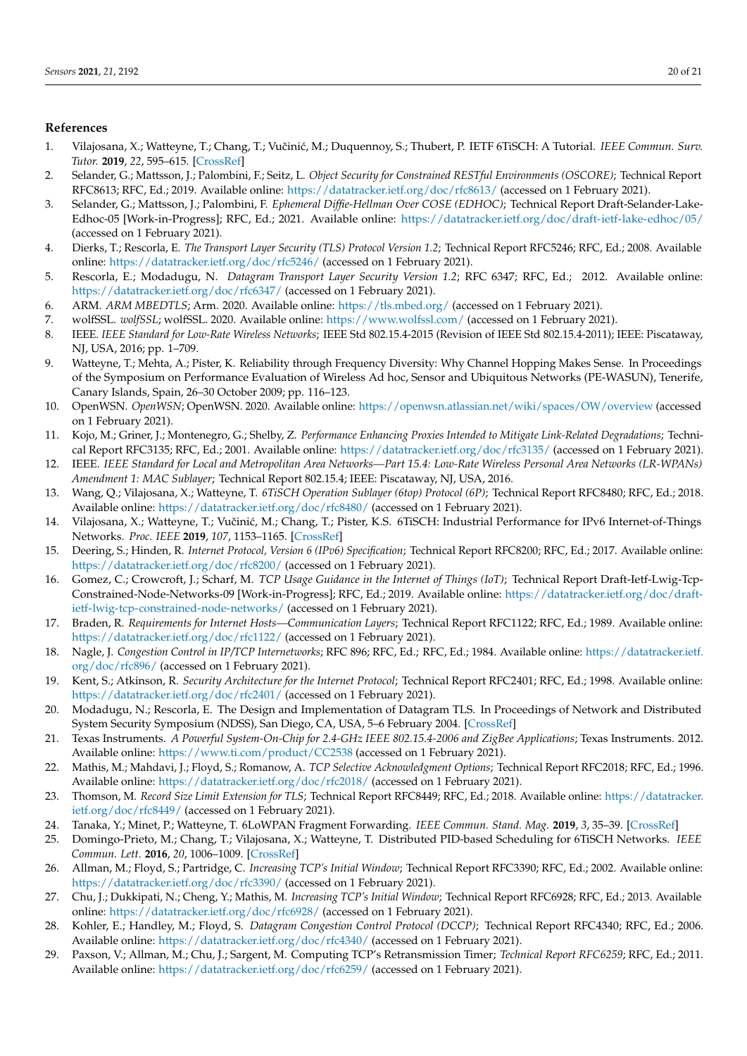## References

1. Vilajosana, X.; Watteyne, T.; Chang, T.; Vučinić, M.; Duquennoy, S.; Thubert, P. IETF 6TiSCH: A Tutorial. *IEEE Commun. Surv. Tutor.* **2019**, *22*, 595–615. [CrossRef]
2. Selander, G.; Mattsson, J.; Palombini, F.; Seitz, L. *Object Security for Constrained RESTful Environments (OSCORE)*; Technical Report RFC8613; RFC, Ed.; 2019. Available online: https://datatracker.ietf.org/doc/rfc8613/ (accessed on 1 February 2021).
3. Selander, G.; Mattsson, J.; Palombini, F. *Ephemeral Diffie-Hellman Over COSE (EDHOC)*; Technical Report Draft-Selander-Lake-Edhoc-05 [Work-in-Progress]; RFC, Ed.; 2021. Available online: https://datatracker.ietf.org/doc/draft-ietf-lake-edhoc/05/ (accessed on 1 February 2021).
4. Dierks, T.; Rescorla, E. *The Transport Layer Security (TLS) Protocol Version 1.2*; Technical Report RFC5246; RFC, Ed.; 2008. Available online: https://datatracker.ietf.org/doc/rfc5246/ (accessed on 1 February 2021).
5. Rescorla, E.; Modadugu, N. *Datagram Transport Layer Security Version 1.2*; RFC 6347; RFC, Ed.; 2012. Available online: https://datatracker.ietf.org/doc/rfc6347/ (accessed on 1 February 2021).
6. ARM. *ARM MBEDTLS*; Arm. 2020. Available online: https://tls.mbed.org/ (accessed on 1 February 2021).
7. wolfSSL. *wolfSSL*; wolfSSL. 2020. Available online: https://www.wolfssl.com/ (accessed on 1 February 2021).
8. IEEE. *IEEE Standard for Low-Rate Wireless Networks*; IEEE Std 802.15.4-2015 (Revision of IEEE Std 802.15.4-2011); IEEE: Piscataway, NJ, USA, 2016; pp. 1–709.
9. Watteyne, T.; Mehta, A.; Pister, K. Reliability through Frequency Diversity: Why Channel Hopping Makes Sense. In Proceedings of the Symposium on Performance Evaluation of Wireless Ad hoc, Sensor and Ubiquitous Networks (PE-WASUN), Tenerife, Canary Islands, Spain, 26–30 October 2009; pp. 116–123.
10. OpenWSN. *OpenWSN*; OpenWSN. 2020. Available online: https://openwsn.atlassian.net/wiki/spaces/OW/overview (accessed on 1 February 2021).
11. Kojo, M.; Griner, J.; Montenegro, G.; Shelby, Z. *Performance Enhancing Proxies Intended to Mitigate Link-Related Degradations*; Technical Report RFC3135; RFC, Ed.; 2001. Available online: https://datatracker.ietf.org/doc/rfc3135/ (accessed on 1 February 2021).
12. IEEE. *IEEE Standard for Local and Metropolitan Area Networks—Part 15.4: Low-Rate Wireless Personal Area Networks (LR-WPANs) Amendment 1: MAC Sublayer*; Technical Report 802.15.4; IEEE: Piscataway, NJ, USA, 2016.
13. Wang, Q.; Vilajosana, X.; Watteyne, T. *6TiSCH Operation Sublayer (6top) Protocol (6P)*; Technical Report RFC8480; RFC, Ed.; 2018. Available online: https://datatracker.ietf.org/doc/rfc8480/ (accessed on 1 February 2021).
14. Vilajosana, X.; Watteyne, T.; Vučinić, M.; Chang, T.; Pister, K.S. 6TiSCH: Industrial Performance for IPv6 Internet-of-Things Networks. *Proc. IEEE* **2019**, *107*, 1153–1165. [CrossRef]
15. Deering, S.; Hinden, R. *Internet Protocol, Version 6 (IPv6) Specification*; Technical Report RFC8200; RFC, Ed.; 2017. Available online: https://datatracker.ietf.org/doc/rfc8200/ (accessed on 1 February 2021).
16. Gomez, C.; Crowcroft, J.; Scharf, M. *TCP Usage Guidance in the Internet of Things (IoT)*; Technical Report Draft-Ietf-Lwig-Tcp-Constrained-Node-Networks-09 [Work-in-Progress]; RFC, Ed.; 2019. Available online: https://datatracker.ietf.org/doc/draft-ietf-lwig-tcp-constrained-node-networks/ (accessed on 1 February 2021).
17. Braden, R. *Requirements for Internet Hosts—Communication Layers*; Technical Report RFC1122; RFC, Ed.; 1989. Available online: https://datatracker.ietf.org/doc/rfc1122/ (accessed on 1 February 2021).
18. Nagle, J. *Congestion Control in IP/TCP Internetworks*; RFC 896; RFC, Ed.; RFC, Ed.; 1984. Available online: https://datatracker.ietf.org/doc/rfc896/ (accessed on 1 February 2021).
19. Kent, S.; Atkinson, R. *Security Architecture for the Internet Protocol*; Technical Report RFC2401; RFC, Ed.; 1998. Available online: https://datatracker.ietf.org/doc/rfc2401/ (accessed on 1 February 2021).
20. Modadugu, N.; Rescorla, E. The Design and Implementation of Datagram TLS. In Proceedings of Network and Distributed System Security Symposium (NDSS), San Diego, CA, USA, 5–6 February 2004. [CrossRef]
21. Texas Instruments. *A Powerful System-On-Chip for 2.4-GHz IEEE 802.15.4-2006 and ZigBee Applications*; Texas Instruments. 2012. Available online: https://www.ti.com/product/CC2538 (accessed on 1 February 2021).
22. Mathis, M.; Mahdavi, J.; Floyd, S.; Romanow, A. *TCP Selective Acknowledgment Options*; Technical Report RFC2018; RFC, Ed.; 1996. Available online: https://datatracker.ietf.org/doc/rfc2018/ (accessed on 1 February 2021).
23. Thomson, M. *Record Size Limit Extension for TLS*; Technical Report RFC8449; RFC, Ed.; 2018. Available online: https://datatracker.ietf.org/doc/rfc8449/ (accessed on 1 February 2021).
24. Tanaka, Y.; Minet, P.; Watteyne, T. 6LoWPAN Fragment Forwarding. *IEEE Commun. Stand. Mag.* **2019**, *3*, 35–39. [CrossRef]
25. Domingo-Prieto, M.; Chang, T.; Vilajosana, X.; Watteyne, T. Distributed PID-based Scheduling for 6TiSCH Networks. *IEEE Commun. Lett.* **2016**, *20*, 1006–1009. [CrossRef]
26. Allman, M.; Floyd, S.; Partridge, C. *Increasing TCP's Initial Window*; Technical Report RFC3390; RFC, Ed.; 2002. Available online: https://datatracker.ietf.org/doc/rfc3390/ (accessed on 1 February 2021).
27. Chu, J.; Dukkipati, N.; Cheng, Y.; Mathis, M. *Increasing TCP's Initial Window*; Technical Report RFC6928; RFC, Ed.; 2013. Available online: https://datatracker.ietf.org/doc/rfc6928/ (accessed on 1 February 2021).
28. Kohler, E.; Handley, M.; Floyd, S. *Datagram Congestion Control Protocol (DCCP)*; Technical Report RFC4340; RFC, Ed.; 2006. Available online: https://datatracker.ietf.org/doc/rfc4340/ (accessed on 1 February 2021).
29. Paxson, V.; Allman, M.; Chu, J.; Sargent, M. Computing TCP's Retransmission Timer; *Technical Report RFC6259*; RFC, Ed.; 2011. Available online: https://datatracker.ietf.org/doc/rfc6259/ (accessed on 1 February 2021).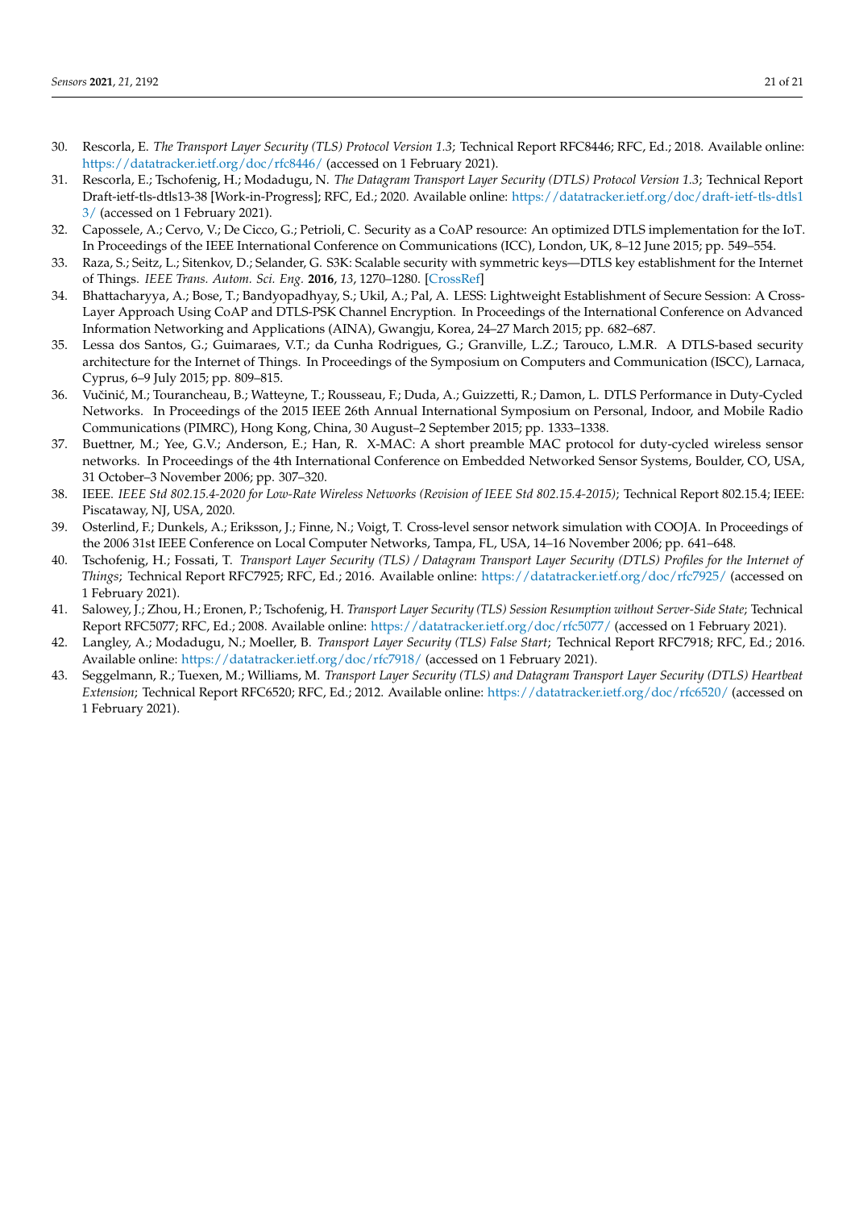30. Rescorla, E. *The Transport Layer Security (TLS) Protocol Version 1.3*; Technical Report RFC8446; RFC, Ed.; 2018. Available online: https://datatracker.ietf.org/doc/rfc8446/ (accessed on 1 February 2021).
31. Rescorla, E.; Tschofenig, H.; Modadugu, N. *The Datagram Transport Layer Security (DTLS) Protocol Version 1.3*; Technical Report Draft-ietf-tls-dtls13-38 [Work-in-Progress]; RFC, Ed.; 2020. Available online: https://datatracker.ietf.org/doc/draft-ietf-tls-dtls13/ (accessed on 1 February 2021).
32. Capossele, A.; Cervo, V.; De Cicco, G.; Petrioli, C. Security as a CoAP resource: An optimized DTLS implementation for the IoT. In Proceedings of the IEEE International Conference on Communications (ICC), London, UK, 8–12 June 2015; pp. 549–554.
33. Raza, S.; Seitz, L.; Sitenkov, D.; Selander, G. S3K: Scalable security with symmetric keys—DTLS key establishment for the Internet of Things. *IEEE Trans. Autom. Sci. Eng.* **2016**, *13*, 1270–1280. [CrossRef]
34. Bhattacharyya, A.; Bose, T.; Bandyopadhyay, S.; Ukil, A.; Pal, A. LESS: Lightweight Establishment of Secure Session: A Cross-Layer Approach Using CoAP and DTLS-PSK Channel Encryption. In Proceedings of the International Conference on Advanced Information Networking and Applications (AINA), Gwangju, Korea, 24–27 March 2015; pp. 682–687.
35. Lessa dos Santos, G.; Guimaraes, V.T.; da Cunha Rodrigues, G.; Granville, L.Z.; Tarouco, L.M.R. A DTLS-based security architecture for the Internet of Things. In Proceedings of the Symposium on Computers and Communication (ISCC), Larnaca, Cyprus, 6–9 July 2015; pp. 809–815.
36. Vučinić, M.; Tourancheau, B.; Watteyne, T.; Rousseau, F.; Duda, A.; Guizzetti, R.; Damon, L. DTLS Performance in Duty-Cycled Networks. In Proceedings of the 2015 IEEE 26th Annual International Symposium on Personal, Indoor, and Mobile Radio Communications (PIMRC), Hong Kong, China, 30 August–2 September 2015; pp. 1333–1338.
37. Buettner, M.; Yee, G.V.; Anderson, E.; Han, R. X-MAC: A short preamble MAC protocol for duty-cycled wireless sensor networks. In Proceedings of the 4th International Conference on Embedded Networked Sensor Systems, Boulder, CO, USA, 31 October–3 November 2006; pp. 307–320.
38. IEEE. *IEEE Std 802.15.4-2020 for Low-Rate Wireless Networks (Revision of IEEE Std 802.15.4-2015)*; Technical Report 802.15.4; IEEE: Piscataway, NJ, USA, 2020.
39. Osterlind, F.; Dunkels, A.; Eriksson, J.; Finne, N.; Voigt, T. Cross-level sensor network simulation with COOJA. In Proceedings of the 2006 31st IEEE Conference on Local Computer Networks, Tampa, FL, USA, 14–16 November 2006; pp. 641–648.
40. Tschofenig, H.; Fossati, T. *Transport Layer Security (TLS) / Datagram Transport Layer Security (DTLS) Profiles for the Internet of Things*; Technical Report RFC7925; RFC, Ed.; 2016. Available online: https://datatracker.ietf.org/doc/rfc7925/ (accessed on 1 February 2021).
41. Salowey, J.; Zhou, H.; Eronen, P.; Tschofenig, H. *Transport Layer Security (TLS) Session Resumption without Server-Side State*; Technical Report RFC5077; RFC, Ed.; 2008. Available online: https://datatracker.ietf.org/doc/rfc5077/ (accessed on 1 February 2021).
42. Langley, A.; Modadugu, N.; Moeller, B. *Transport Layer Security (TLS) False Start*; Technical Report RFC7918; RFC, Ed.; 2016. Available online: https://datatracker.ietf.org/doc/rfc7918/ (accessed on 1 February 2021).
43. Seggelmann, R.; Tuexen, M.; Williams, M. *Transport Layer Security (TLS) and Datagram Transport Layer Security (DTLS) Heartbeat Extension*; Technical Report RFC6520; RFC, Ed.; 2012. Available online: https://datatracker.ietf.org/doc/rfc6520/ (accessed on 1 February 2021).